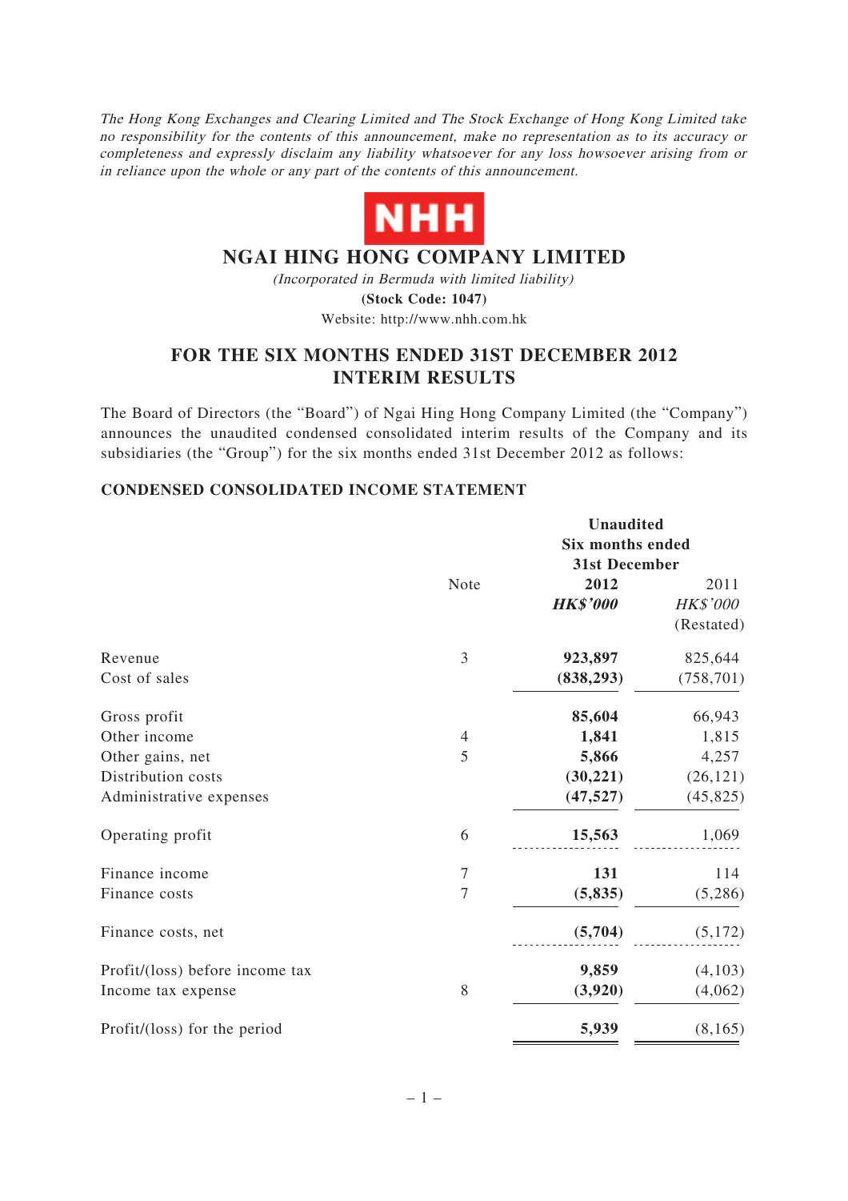*The Hong Kong Exchanges and Clearing Limited and The Stock Exchange of Hong Kong Limited take no responsibility for the contents of this announcement, make no representation as to its accuracy or completeness and expressly disclaim any liability whatsoever for any loss howsoever arising from or in reliance upon the whole or any part of the contents of this announcement.*

NHH

# NGAI HING HONG COMPANY LIMITED

*(Incorporated in Bermuda with limited liability)*

**(Stock Code: 1047)**

Website: http://www.nhh.com.hk

## FOR THE SIX MONTHS ENDED 31ST DECEMBER 2012 INTERIM RESULTS

The Board of Directors (the "Board") of Ngai Hing Hong Company Limited (the "Company") announces the unaudited condensed consolidated interim results of the Company and its subsidiaries (the "Group") for the six months ended 31st December 2012 as follows:

### CONDENSED CONSOLIDATED INCOME STATEMENT

| | Note | **Unaudited Six months ended 31st December** | |
|---|---|---|---|
| | | **2012** | 2011 |
| | | ***HK$'000*** | *HK$'000* |
| | | | (Restated) |
| Revenue | 3 | **923,897** | 825,644 |
| Cost of sales | | **(838,293)** | (758,701) |
| Gross profit | | **85,604** | 66,943 |
| Other income | 4 | **1,841** | 1,815 |
| Other gains, net | 5 | **5,866** | 4,257 |
| Distribution costs | | **(30,221)** | (26,121) |
| Administrative expenses | | **(47,527)** | (45,825) |
| Operating profit | 6 | **15,563** | 1,069 |
| Finance income | 7 | **131** | 114 |
| Finance costs | 7 | **(5,835)** | (5,286) |
| Finance costs, net | | **(5,704)** | (5,172) |
| Profit/(loss) before income tax | | **9,859** | (4,103) |
| Income tax expense | 8 | **(3,920)** | (4,062) |
| Profit/(loss) for the period | | **5,939** | (8,165) |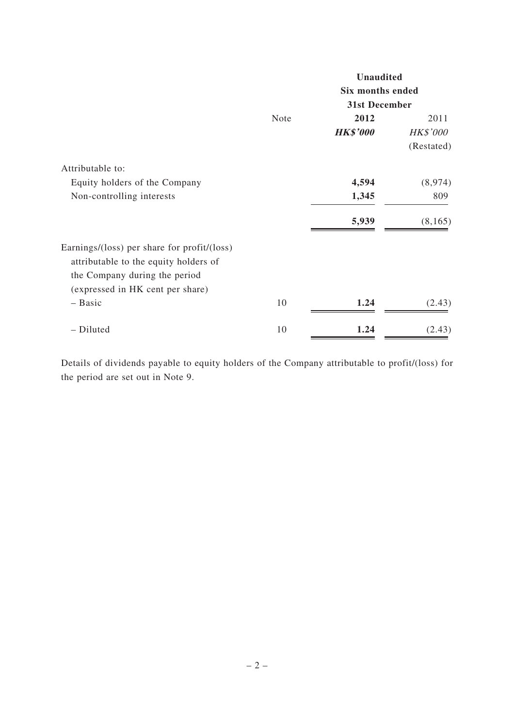| | Note | Unaudited Six months ended 31st December | |
|---|---|---|---|
| | | **2012** | 2011 |
| | | ***HK$'000*** | *HK$'000* |
| | | | (Restated) |
| Attributable to: | | | |
| Equity holders of the Company | | **4,594** | (8,974) |
| Non-controlling interests | | **1,345** | 809 |
| | | **5,939** | (8,165) |
| Earnings/(loss) per share for profit/(loss) attributable to the equity holders of the Company during the period (expressed in HK cent per share) | | | |
| – Basic | 10 | **1.24** | (2.43) |
| – Diluted | 10 | **1.24** | (2.43) |

Details of dividends payable to equity holders of the Company attributable to profit/(loss) for the period are set out in Note 9.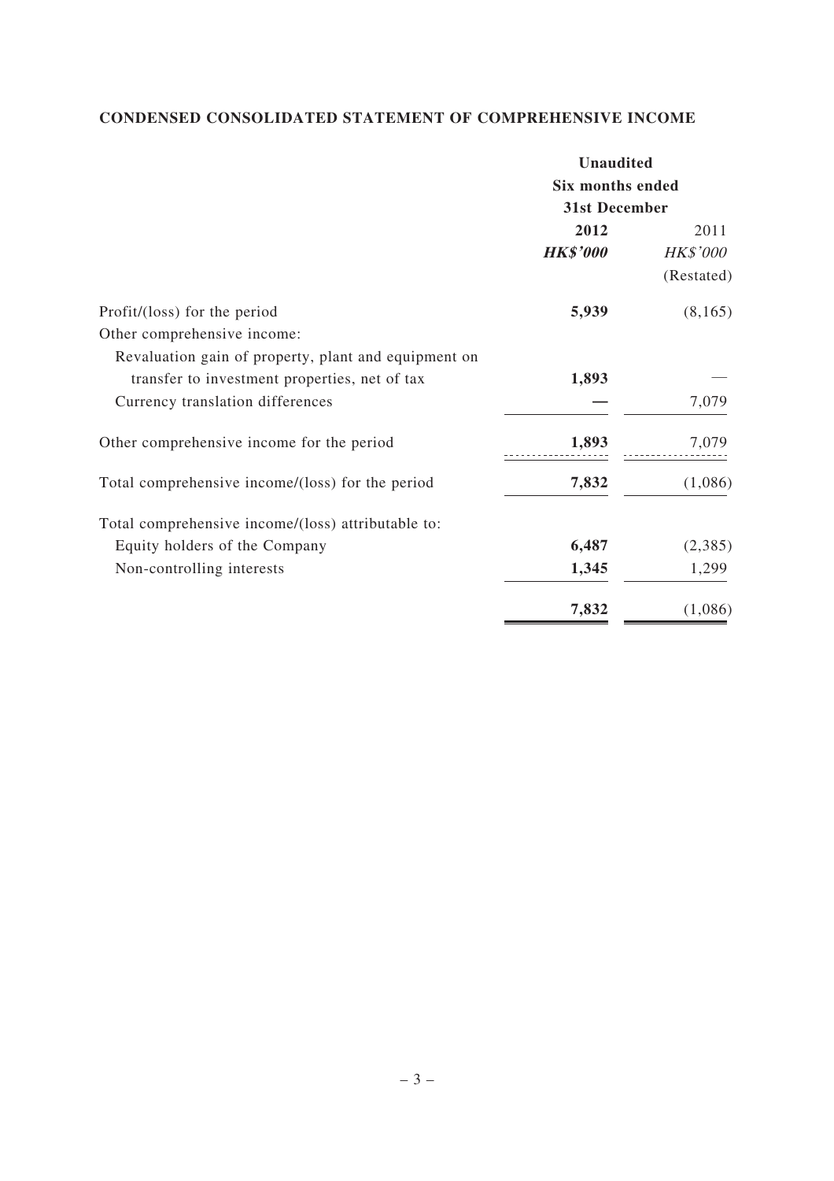## CONDENSED CONSOLIDATED STATEMENT OF COMPREHENSIVE INCOME

| | Unaudited | |
|---|---|---|
| | Six months ended | |
| | 31st December | |
| | **2012** | 2011 |
| | ***HK$'000*** | *HK$'000* |
| | | (Restated) |
| Profit/(loss) for the period | **5,939** | (8,165) |
| Other comprehensive income: | | |
| Revaluation gain of property, plant and equipment on transfer to investment properties, net of tax | **1,893** | — |
| Currency translation differences | **—** | 7,079 |
| Other comprehensive income for the period | **1,893** | 7,079 |
| Total comprehensive income/(loss) for the period | **7,832** | (1,086) |
| Total comprehensive income/(loss) attributable to: | | |
| Equity holders of the Company | **6,487** | (2,385) |
| Non-controlling interests | **1,345** | 1,299 |
| | **7,832** | (1,086) |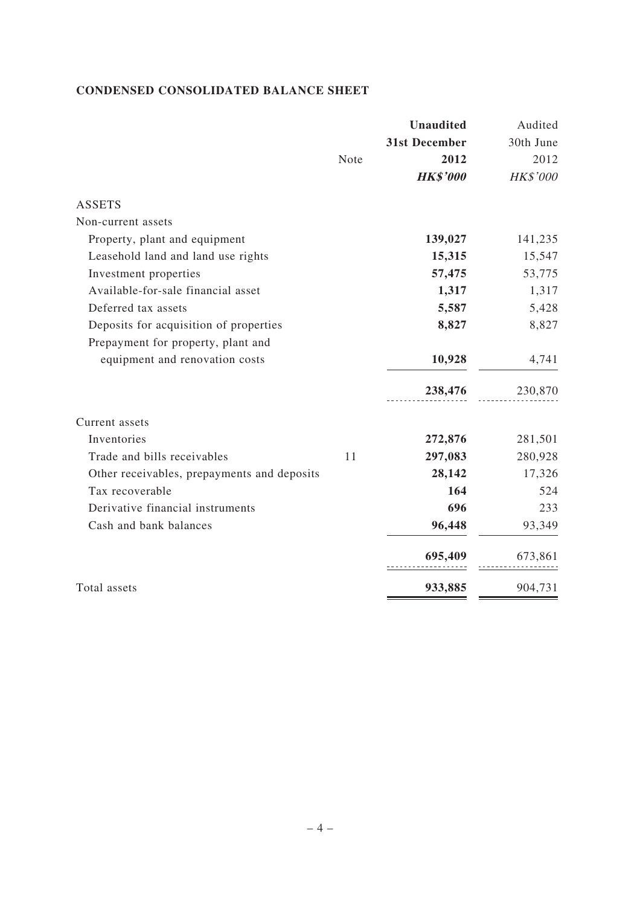**CONDENSED CONSOLIDATED BALANCE SHEET**

| | Note | **Unaudited 31st December 2012** | Audited 30th June 2012 |
|---|---|---|---|
| | | ***HK$'000*** | *HK$'000* |
| ASSETS | | | |
| Non-current assets | | | |
| Property, plant and equipment | | **139,027** | 141,235 |
| Leasehold land and land use rights | | **15,315** | 15,547 |
| Investment properties | | **57,475** | 53,775 |
| Available-for-sale financial asset | | **1,317** | 1,317 |
| Deferred tax assets | | **5,587** | 5,428 |
| Deposits for acquisition of properties | | **8,827** | 8,827 |
| Prepayment for property, plant and equipment and renovation costs | | **10,928** | 4,741 |
| | | **238,476** | 230,870 |
| Current assets | | | |
| Inventories | | **272,876** | 281,501 |
| Trade and bills receivables | 11 | **297,083** | 280,928 |
| Other receivables, prepayments and deposits | | **28,142** | 17,326 |
| Tax recoverable | | **164** | 524 |
| Derivative financial instruments | | **696** | 233 |
| Cash and bank balances | | **96,448** | 93,349 |
| | | **695,409** | 673,861 |
| Total assets | | **933,885** | 904,731 |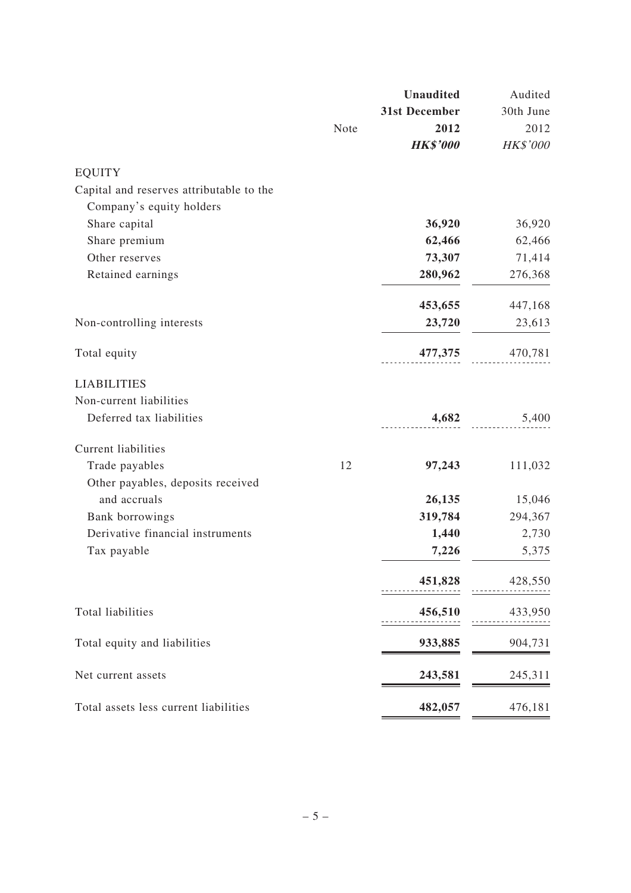| | Note | **Unaudited 31st December 2012** | Audited 30th June 2012 |
|---|---|---|---|
| | | ***HK$'000*** | *HK$'000* |
| EQUITY | | | |
| Capital and reserves attributable to the Company's equity holders | | | |
| Share capital | | **36,920** | 36,920 |
| Share premium | | **62,466** | 62,466 |
| Other reserves | | **73,307** | 71,414 |
| Retained earnings | | **280,962** | 276,368 |
| | | **453,655** | 447,168 |
| Non-controlling interests | | **23,720** | 23,613 |
| Total equity | | **477,375** | 470,781 |
| LIABILITIES | | | |
| Non-current liabilities | | | |
| Deferred tax liabilities | | **4,682** | 5,400 |
| Current liabilities | | | |
| Trade payables | 12 | **97,243** | 111,032 |
| Other payables, deposits received and accruals | | **26,135** | 15,046 |
| Bank borrowings | | **319,784** | 294,367 |
| Derivative financial instruments | | **1,440** | 2,730 |
| Tax payable | | **7,226** | 5,375 |
| | | **451,828** | 428,550 |
| Total liabilities | | **456,510** | 433,950 |
| Total equity and liabilities | | **933,885** | 904,731 |
| Net current assets | | **243,581** | 245,311 |
| Total assets less current liabilities | | **482,057** | 476,181 |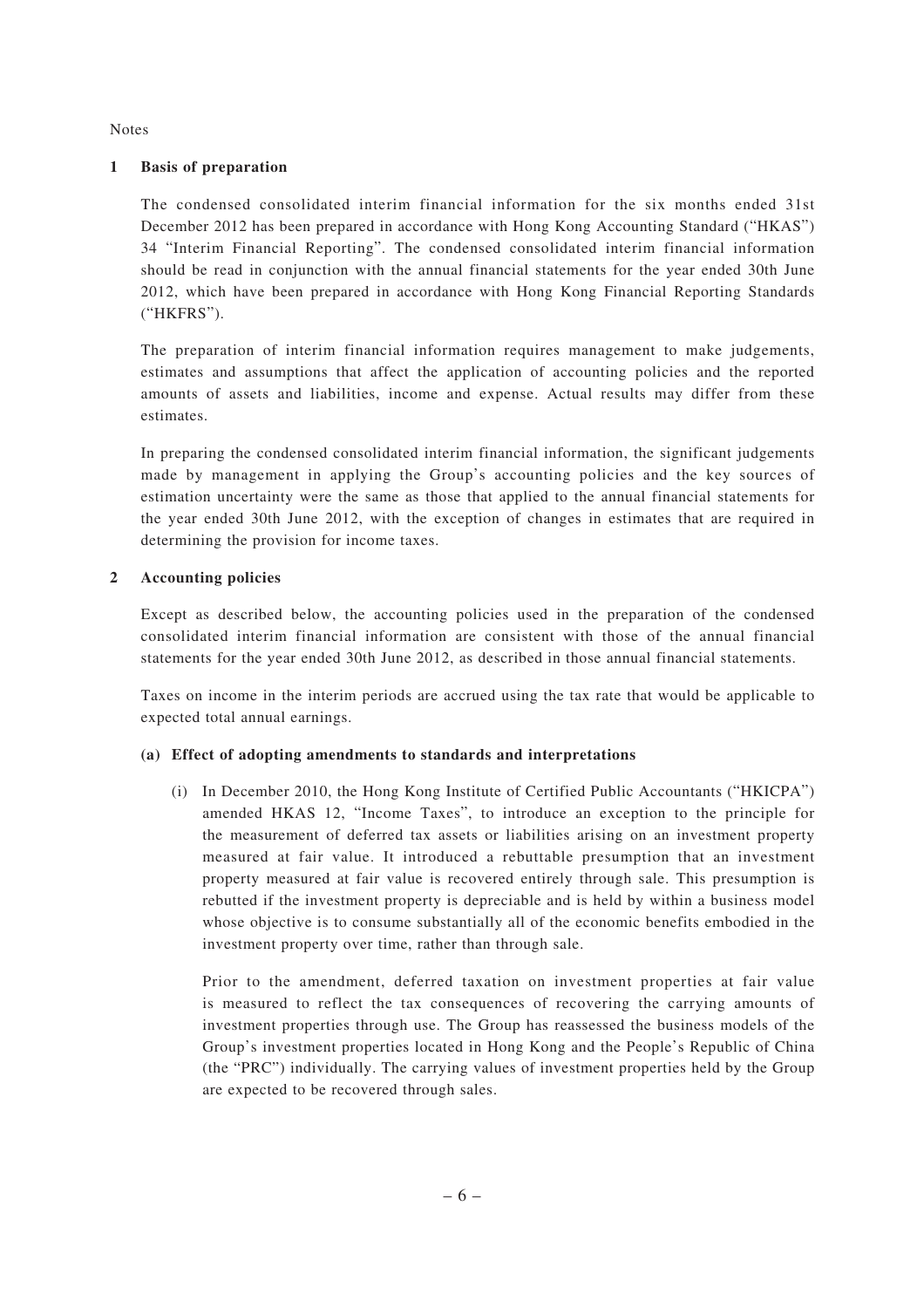Notes

## 1 Basis of preparation

The condensed consolidated interim financial information for the six months ended 31st December 2012 has been prepared in accordance with Hong Kong Accounting Standard ("HKAS") 34 "Interim Financial Reporting". The condensed consolidated interim financial information should be read in conjunction with the annual financial statements for the year ended 30th June 2012, which have been prepared in accordance with Hong Kong Financial Reporting Standards ("HKFRS").

The preparation of interim financial information requires management to make judgements, estimates and assumptions that affect the application of accounting policies and the reported amounts of assets and liabilities, income and expense. Actual results may differ from these estimates.

In preparing the condensed consolidated interim financial information, the significant judgements made by management in applying the Group's accounting policies and the key sources of estimation uncertainty were the same as those that applied to the annual financial statements for the year ended 30th June 2012, with the exception of changes in estimates that are required in determining the provision for income taxes.

## 2 Accounting policies

Except as described below, the accounting policies used in the preparation of the condensed consolidated interim financial information are consistent with those of the annual financial statements for the year ended 30th June 2012, as described in those annual financial statements.

Taxes on income in the interim periods are accrued using the tax rate that would be applicable to expected total annual earnings.

### (a) Effect of adopting amendments to standards and interpretations

(i) In December 2010, the Hong Kong Institute of Certified Public Accountants ("HKICPA") amended HKAS 12, "Income Taxes", to introduce an exception to the principle for the measurement of deferred tax assets or liabilities arising on an investment property measured at fair value. It introduced a rebuttable presumption that an investment property measured at fair value is recovered entirely through sale. This presumption is rebutted if the investment property is depreciable and is held by within a business model whose objective is to consume substantially all of the economic benefits embodied in the investment property over time, rather than through sale.

Prior to the amendment, deferred taxation on investment properties at fair value is measured to reflect the tax consequences of recovering the carrying amounts of investment properties through use. The Group has reassessed the business models of the Group's investment properties located in Hong Kong and the People's Republic of China (the "PRC") individually. The carrying values of investment properties held by the Group are expected to be recovered through sales.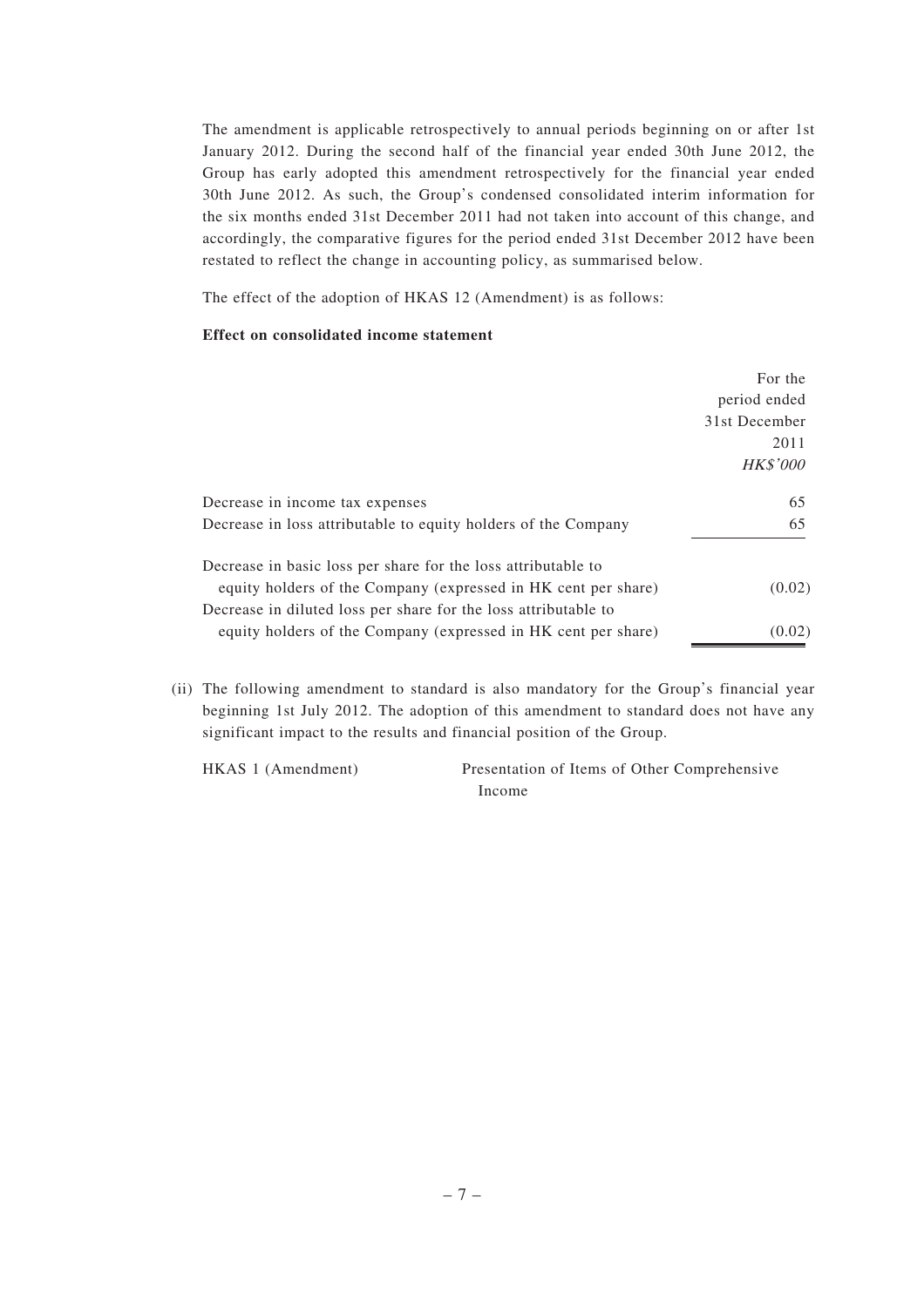The amendment is applicable retrospectively to annual periods beginning on or after 1st January 2012. During the second half of the financial year ended 30th June 2012, the Group has early adopted this amendment retrospectively for the financial year ended 30th June 2012. As such, the Group's condensed consolidated interim information for the six months ended 31st December 2011 had not taken into account of this change, and accordingly, the comparative figures for the period ended 31st December 2012 have been restated to reflect the change in accounting policy, as summarised below.

The effect of the adoption of HKAS 12 (Amendment) is as follows:

**Effect on consolidated income statement**

| | For the period ended 31st December 2011 *HK$'000* |
|---|---|
| Decrease in income tax expenses | 65 |
| Decrease in loss attributable to equity holders of the Company | 65 |
| Decrease in basic loss per share for the loss attributable to equity holders of the Company (expressed in HK cent per share) | (0.02) |
| Decrease in diluted loss per share for the loss attributable to equity holders of the Company (expressed in HK cent per share) | (0.02) |

(ii) The following amendment to standard is also mandatory for the Group's financial year beginning 1st July 2012. The adoption of this amendment to standard does not have any significant impact to the results and financial position of the Group.

| | |
|---|---|
| HKAS 1 (Amendment) | Presentation of Items of Other Comprehensive Income |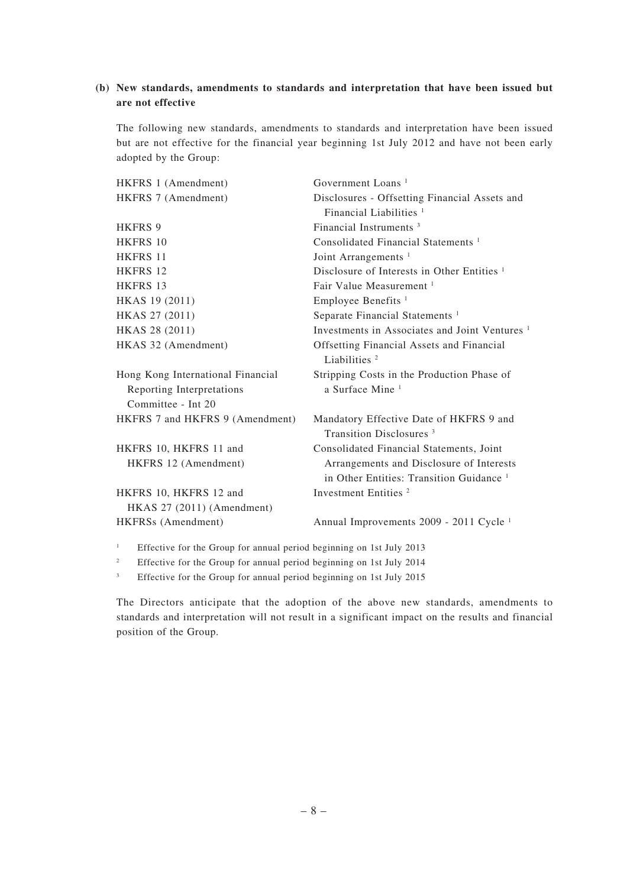**(b) New standards, amendments to standards and interpretation that have been issued but are not effective**

The following new standards, amendments to standards and interpretation have been issued but are not effective for the financial year beginning 1st July 2012 and have not been early adopted by the Group:

| | |
|---|---|
| HKFRS 1 (Amendment) | Government Loans [1] |
| HKFRS 7 (Amendment) | Disclosures - Offsetting Financial Assets and Financial Liabilities [1] |
| HKFRS 9 | Financial Instruments [3] |
| HKFRS 10 | Consolidated Financial Statements [1] |
| HKFRS 11 | Joint Arrangements [1] |
| HKFRS 12 | Disclosure of Interests in Other Entities [1] |
| HKFRS 13 | Fair Value Measurement [1] |
| HKAS 19 (2011) | Employee Benefits [1] |
| HKAS 27 (2011) | Separate Financial Statements [1] |
| HKAS 28 (2011) | Investments in Associates and Joint Ventures [1] |
| HKAS 32 (Amendment) | Offsetting Financial Assets and Financial Liabilities [2] |
| Hong Kong International Financial Reporting Interpretations Committee - Int 20 | Stripping Costs in the Production Phase of a Surface Mine [1] |
| HKFRS 7 and HKFRS 9 (Amendment) | Mandatory Effective Date of HKFRS 9 and Transition Disclosures [3] |
| HKFRS 10, HKFRS 11 and HKFRS 12 (Amendment) | Consolidated Financial Statements, Joint Arrangements and Disclosure of Interests in Other Entities: Transition Guidance [1] |
| HKFRS 10, HKFRS 12 and HKAS 27 (2011) (Amendment) | Investment Entities [2] |
| HKFRSs (Amendment) | Annual Improvements 2009 - 2011 Cycle [1] |

[1] Effective for the Group for annual period beginning on 1st July 2013

[2] Effective for the Group for annual period beginning on 1st July 2014

[3] Effective for the Group for annual period beginning on 1st July 2015

The Directors anticipate that the adoption of the above new standards, amendments to standards and interpretation will not result in a significant impact on the results and financial position of the Group.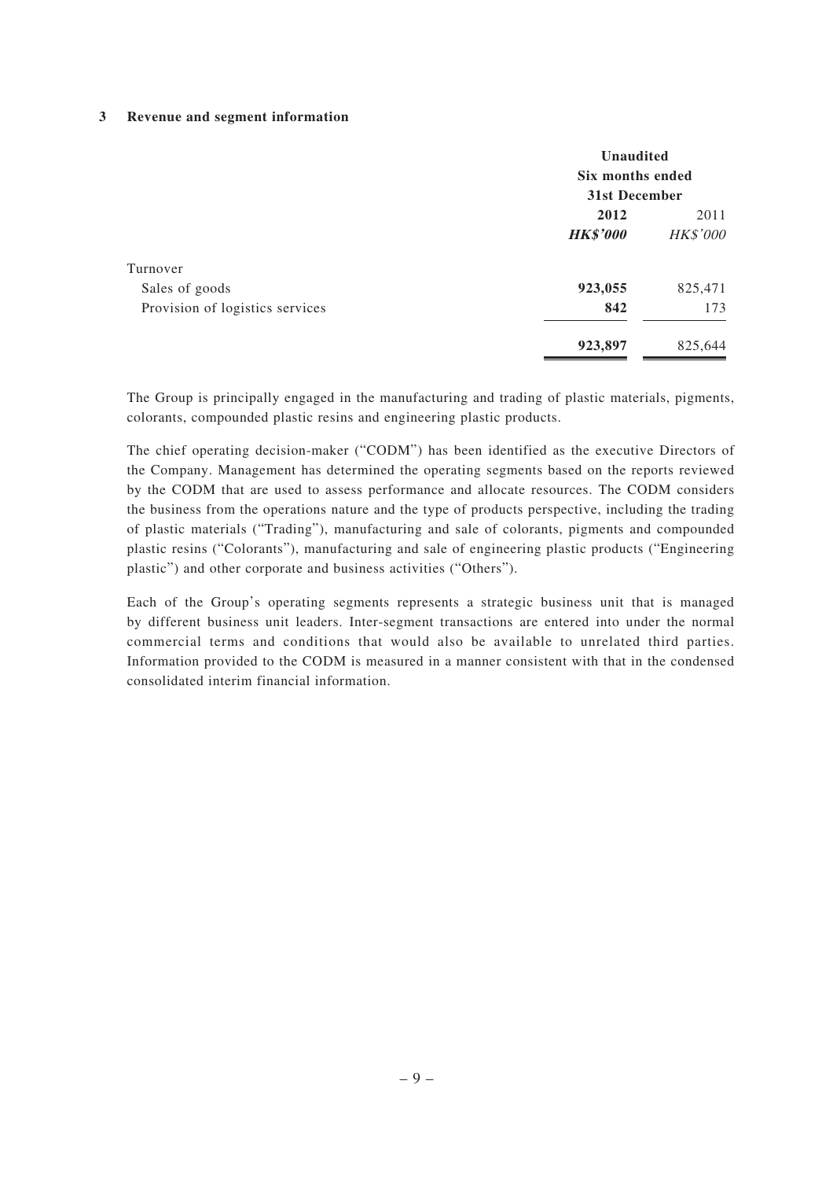### 3 Revenue and segment information

| | Unaudited Six months ended 31st December | |
|---|---|---|
| | **2012** | 2011 |
| | ***HK$'000*** | *HK$'000* |
| Turnover | | |
| Sales of goods | **923,055** | 825,471 |
| Provision of logistics services | **842** | 173 |
| | **923,897** | 825,644 |

The Group is principally engaged in the manufacturing and trading of plastic materials, pigments, colorants, compounded plastic resins and engineering plastic products.

The chief operating decision-maker ("CODM") has been identified as the executive Directors of the Company. Management has determined the operating segments based on the reports reviewed by the CODM that are used to assess performance and allocate resources. The CODM considers the business from the operations nature and the type of products perspective, including the trading of plastic materials ("Trading"), manufacturing and sale of colorants, pigments and compounded plastic resins ("Colorants"), manufacturing and sale of engineering plastic products ("Engineering plastic") and other corporate and business activities ("Others").

Each of the Group's operating segments represents a strategic business unit that is managed by different business unit leaders. Inter-segment transactions are entered into under the normal commercial terms and conditions that would also be available to unrelated third parties. Information provided to the CODM is measured in a manner consistent with that in the condensed consolidated interim financial information.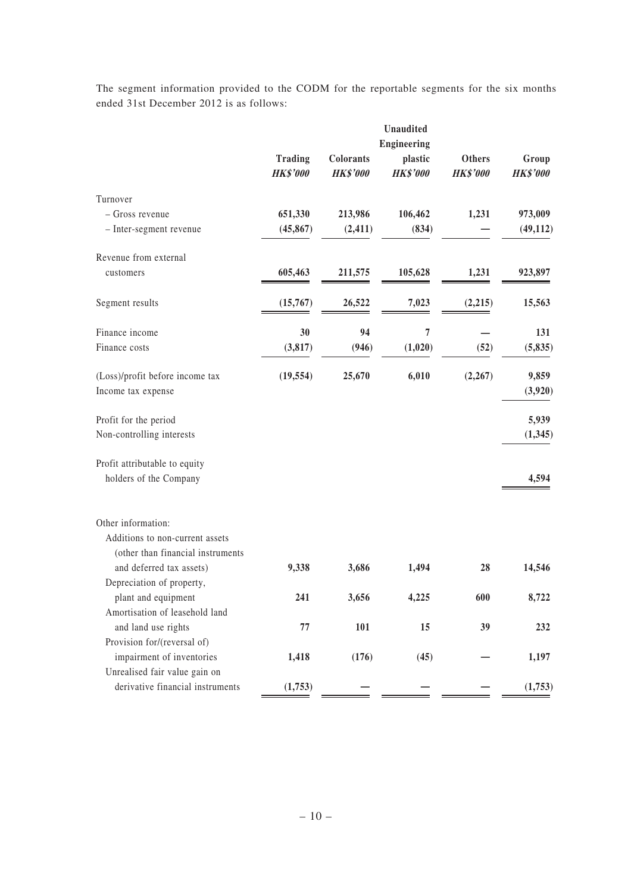The segment information provided to the CODM for the reportable segments for the six months ended 31st December 2012 is as follows:

| | Unaudited | | | | |
|---|---|---|---|---|---|
| | **Trading** | **Colorants** | **Engineering plastic** | **Others** | **Group** |
| | ***HK$'000*** | ***HK$'000*** | ***HK$'000*** | ***HK$'000*** | ***HK$'000*** |
| Turnover | | | | | |
| – Gross revenue | **651,330** | **213,986** | **106,462** | **1,231** | **973,009** |
| – Inter-segment revenue | **(45,867)** | **(2,411)** | **(834)** | **—** | **(49,112)** |
| Revenue from external customers | **605,463** | **211,575** | **105,628** | **1,231** | **923,897** |
| Segment results | **(15,767)** | **26,522** | **7,023** | **(2,215)** | **15,563** |
| Finance income | **30** | **94** | **7** | **—** | **131** |
| Finance costs | **(3,817)** | **(946)** | **(1,020)** | **(52)** | **(5,835)** |
| (Loss)/profit before income tax | **(19,554)** | **25,670** | **6,010** | **(2,267)** | **9,859** |
| Income tax expense | | | | | **(3,920)** |
| Profit for the period | | | | | **5,939** |
| Non-controlling interests | | | | | **(1,345)** |
| Profit attributable to equity holders of the Company | | | | | **4,594** |
| Other information: | | | | | |
| Additions to non-current assets (other than financial instruments and deferred tax assets) | **9,338** | **3,686** | **1,494** | **28** | **14,546** |
| Depreciation of property, plant and equipment | **241** | **3,656** | **4,225** | **600** | **8,722** |
| Amortisation of leasehold land and land use rights | **77** | **101** | **15** | **39** | **232** |
| Provision for/(reversal of) impairment of inventories | **1,418** | **(176)** | **(45)** | **—** | **1,197** |
| Unrealised fair value gain on derivative financial instruments | **(1,753)** | **—** | **—** | **—** | **(1,753)** |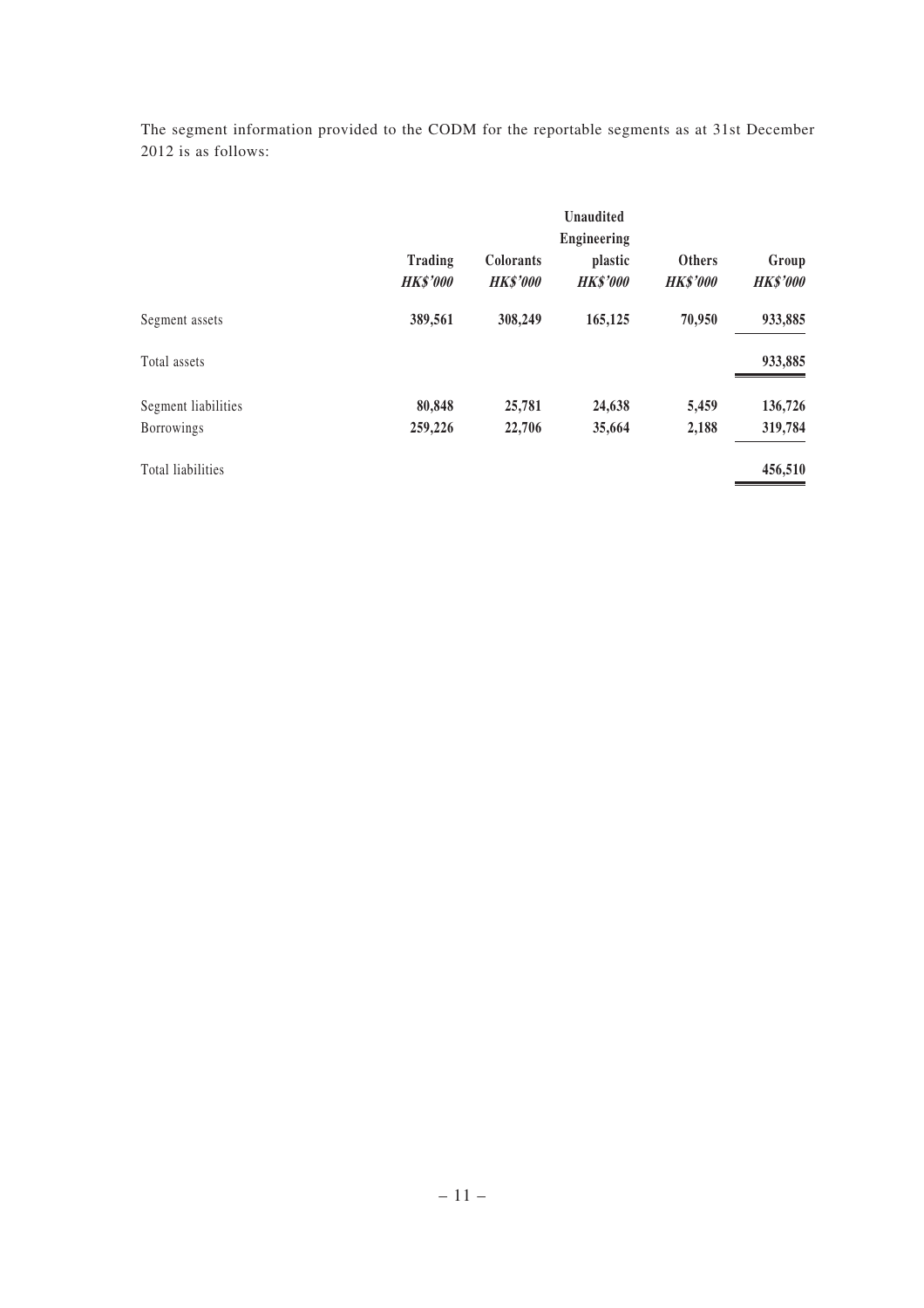The segment information provided to the CODM for the reportable segments as at 31st December 2012 is as follows:

| | | | Unaudited | | |
|---|---|---|---|---|---|
| | **Trading** | **Colorants** | **Engineering plastic** | **Others** | **Group** |
| | ***HK$'000*** | ***HK$'000*** | ***HK$'000*** | ***HK$'000*** | ***HK$'000*** |
| Segment assets | **389,561** | **308,249** | **165,125** | **70,950** | **933,885** |
| Total assets | | | | | **933,885** |
| Segment liabilities | **80,848** | **25,781** | **24,638** | **5,459** | **136,726** |
| Borrowings | **259,226** | **22,706** | **35,664** | **2,188** | **319,784** |
| Total liabilities | | | | | **456,510** |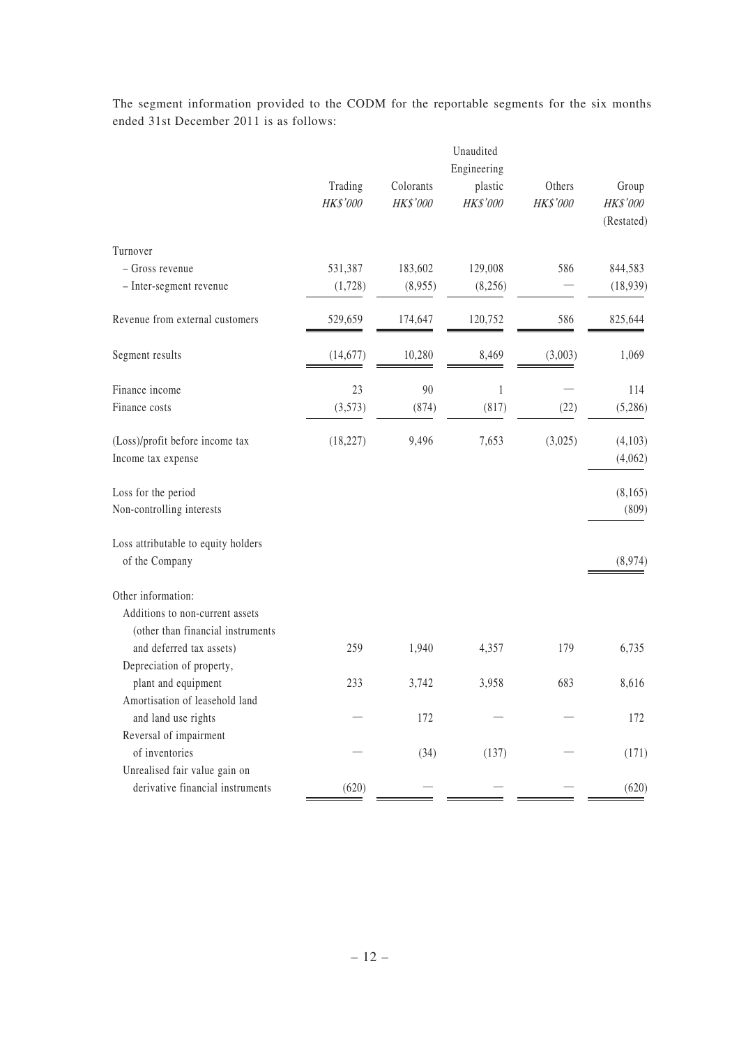The segment information provided to the CODM for the reportable segments for the six months ended 31st December 2011 is as follows:

| | | | Unaudited | | |
|---|---|---|---|---|---|
| | Trading | Colorants | Engineering plastic | Others | Group |
| | *HK$'000* | *HK$'000* | *HK$'000* | *HK$'000* | *HK$'000* (Restated) |
| Turnover | | | | | |
| – Gross revenue | 531,387 | 183,602 | 129,008 | 586 | 844,583 |
| – Inter-segment revenue | (1,728) | (8,955) | (8,256) | — | (18,939) |
| Revenue from external customers | 529,659 | 174,647 | 120,752 | 586 | 825,644 |
| Segment results | (14,677) | 10,280 | 8,469 | (3,003) | 1,069 |
| Finance income | 23 | 90 | 1 | — | 114 |
| Finance costs | (3,573) | (874) | (817) | (22) | (5,286) |
| (Loss)/profit before income tax | (18,227) | 9,496 | 7,653 | (3,025) | (4,103) |
| Income tax expense | | | | | (4,062) |
| Loss for the period | | | | | (8,165) |
| Non-controlling interests | | | | | (809) |
| Loss attributable to equity holders of the Company | | | | | (8,974) |
| Other information: | | | | | |
| Additions to non-current assets (other than financial instruments and deferred tax assets) | 259 | 1,940 | 4,357 | 179 | 6,735 |
| Depreciation of property, plant and equipment | 233 | 3,742 | 3,958 | 683 | 8,616 |
| Amortisation of leasehold land and land use rights | — | 172 | — | — | 172 |
| Reversal of impairment of inventories | — | (34) | (137) | — | (171) |
| Unrealised fair value gain on derivative financial instruments | (620) | — | — | — | (620) |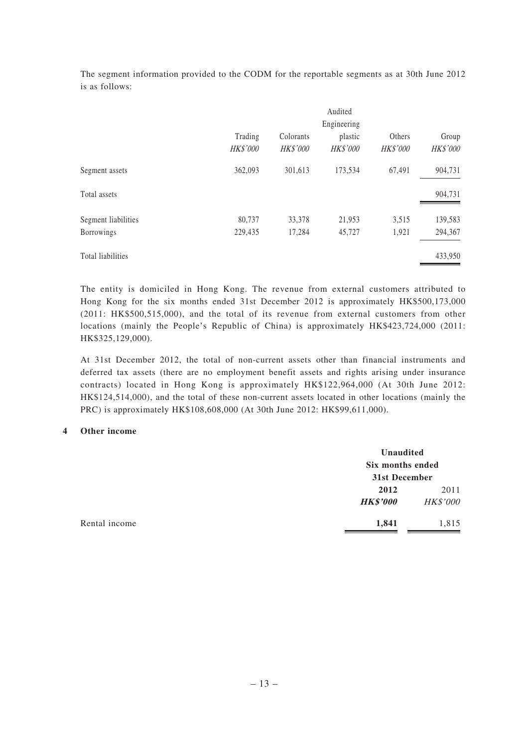The segment information provided to the CODM for the reportable segments as at 30th June 2012 is as follows:

| | Audited | | | | |
|---|---|---|---|---|---|
| | Trading | Colorants | Engineering plastic | Others | Group |
| | *HK$'000* | *HK$'000* | *HK$'000* | *HK$'000* | *HK$'000* |
| Segment assets | 362,093 | 301,613 | 173,534 | 67,491 | 904,731 |
| Total assets | | | | | 904,731 |
| Segment liabilities | 80,737 | 33,378 | 21,953 | 3,515 | 139,583 |
| Borrowings | 229,435 | 17,284 | 45,727 | 1,921 | 294,367 |
| Total liabilities | | | | | 433,950 |

The entity is domiciled in Hong Kong. The revenue from external customers attributed to Hong Kong for the six months ended 31st December 2012 is approximately HK$500,173,000 (2011: HK$500,515,000), and the total of its revenue from external customers from other locations (mainly the People's Republic of China) is approximately HK$423,724,000 (2011: HK$325,129,000).

At 31st December 2012, the total of non-current assets other than financial instruments and deferred tax assets (there are no employment benefit assets and rights arising under insurance contracts) located in Hong Kong is approximately HK$122,964,000 (At 30th June 2012: HK$124,514,000), and the total of these non-current assets located in other locations (mainly the PRC) is approximately HK$108,608,000 (At 30th June 2012: HK$99,611,000).

## 4 Other income

| | **Unaudited Six months ended 31st December** | |
|---|---|---|
| | **2012** | 2011 |
| | ***HK$'000*** | *HK$'000* |
| Rental income | **1,841** | 1,815 |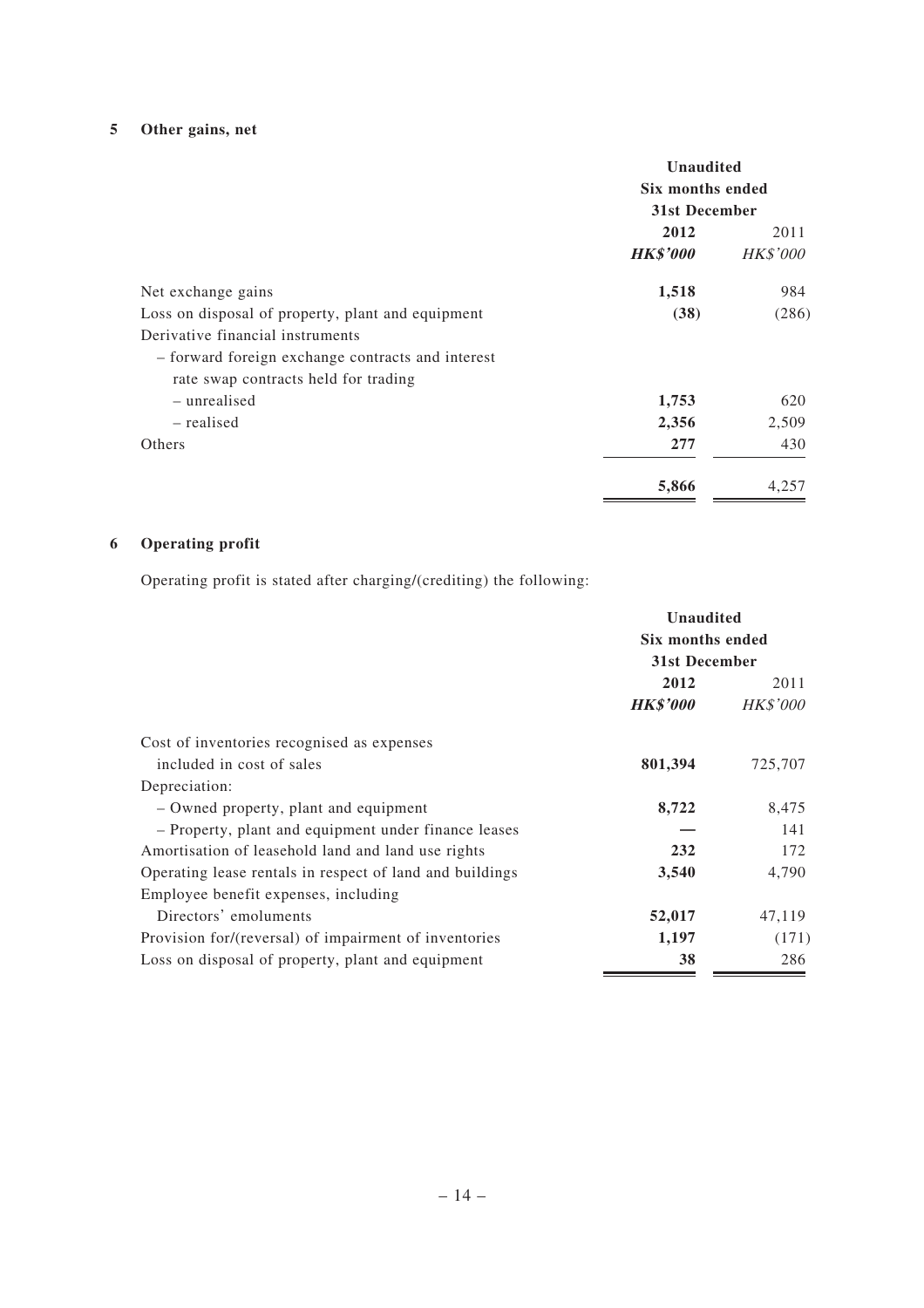## 5 Other gains, net

| | Unaudited Six months ended 31st December | |
|---|---|---|
| | **2012** | 2011 |
| | ***HK$'000*** | *HK$'000* |
| Net exchange gains | **1,518** | 984 |
| Loss on disposal of property, plant and equipment | **(38)** | (286) |
| Derivative financial instruments | | |
| – forward foreign exchange contracts and interest rate swap contracts held for trading | | |
| – unrealised | **1,753** | 620 |
| – realised | **2,356** | 2,509 |
| Others | **277** | 430 |
| | **5,866** | 4,257 |

## 6 Operating profit

Operating profit is stated after charging/(crediting) the following:

| | Unaudited Six months ended 31st December | |
|---|---|---|
| | **2012** | 2011 |
| | ***HK$'000*** | *HK$'000* |
| Cost of inventories recognised as expenses included in cost of sales | **801,394** | 725,707 |
| Depreciation: | | |
| – Owned property, plant and equipment | **8,722** | 8,475 |
| – Property, plant and equipment under finance leases | **—** | 141 |
| Amortisation of leasehold land and land use rights | **232** | 172 |
| Operating lease rentals in respect of land and buildings | **3,540** | 4,790 |
| Employee benefit expenses, including Directors' emoluments | **52,017** | 47,119 |
| Provision for/(reversal) of impairment of inventories | **1,197** | (171) |
| Loss on disposal of property, plant and equipment | **38** | 286 |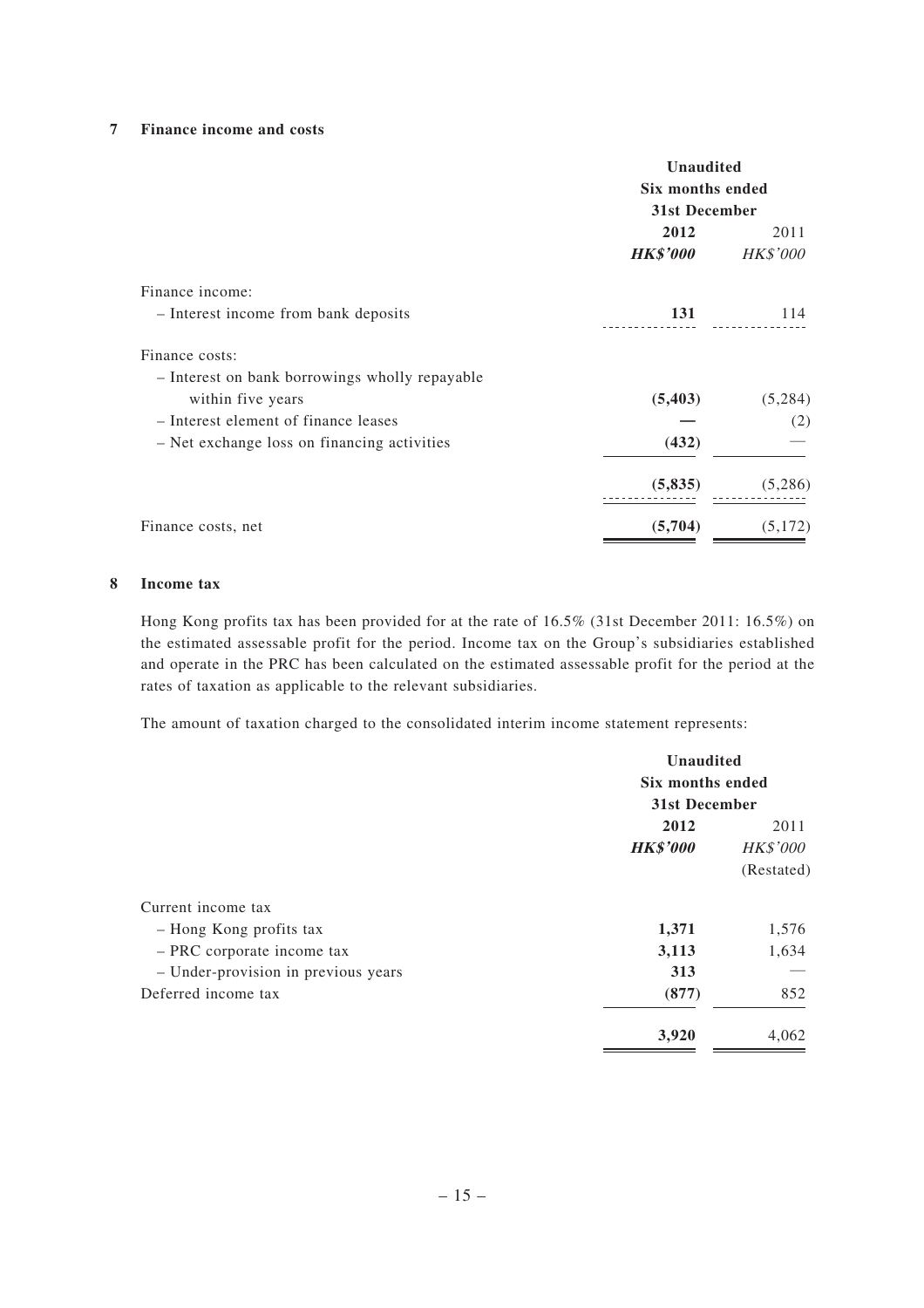## 7 Finance income and costs

| | Unaudited Six months ended 31st December | |
|---|---|---|
| | **2012** | 2011 |
| | ***HK$'000*** | *HK$'000* |
| Finance income: | | |
| – Interest income from bank deposits | **131** | 114 |
| Finance costs: | | |
| – Interest on bank borrowings wholly repayable within five years | **(5,403)** | (5,284) |
| – Interest element of finance leases | **—** | (2) |
| – Net exchange loss on financing activities | **(432)** | — |
| | **(5,835)** | (5,286) |
| Finance costs, net | **(5,704)** | (5,172) |

## 8 Income tax

Hong Kong profits tax has been provided for at the rate of 16.5% (31st December 2011: 16.5%) on the estimated assessable profit for the period. Income tax on the Group's subsidiaries established and operate in the PRC has been calculated on the estimated assessable profit for the period at the rates of taxation as applicable to the relevant subsidiaries.

The amount of taxation charged to the consolidated interim income statement represents:

| | Unaudited Six months ended 31st December | |
|---|---|---|
| | **2012** | 2011 |
| | ***HK$'000*** | *HK$'000* |
| | | (Restated) |
| Current income tax | | |
| – Hong Kong profits tax | **1,371** | 1,576 |
| – PRC corporate income tax | **3,113** | 1,634 |
| – Under-provision in previous years | **313** | — |
| Deferred income tax | **(877)** | 852 |
| | **3,920** | 4,062 |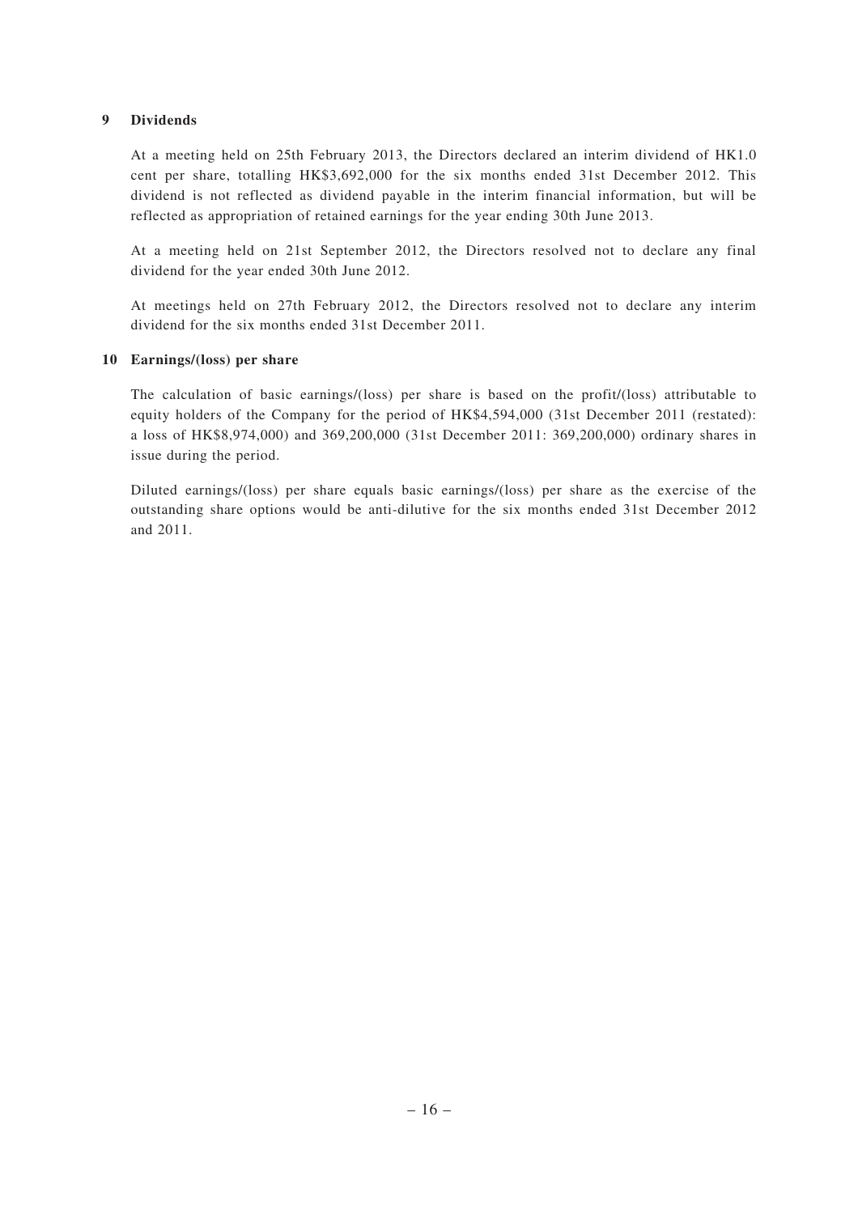## 9 Dividends

At a meeting held on 25th February 2013, the Directors declared an interim dividend of HK1.0 cent per share, totalling HK$3,692,000 for the six months ended 31st December 2012. This dividend is not reflected as dividend payable in the interim financial information, but will be reflected as appropriation of retained earnings for the year ending 30th June 2013.

At a meeting held on 21st September 2012, the Directors resolved not to declare any final dividend for the year ended 30th June 2012.

At meetings held on 27th February 2012, the Directors resolved not to declare any interim dividend for the six months ended 31st December 2011.

## 10 Earnings/(loss) per share

The calculation of basic earnings/(loss) per share is based on the profit/(loss) attributable to equity holders of the Company for the period of HK$4,594,000 (31st December 2011 (restated): a loss of HK$8,974,000) and 369,200,000 (31st December 2011: 369,200,000) ordinary shares in issue during the period.

Diluted earnings/(loss) per share equals basic earnings/(loss) per share as the exercise of the outstanding share options would be anti-dilutive for the six months ended 31st December 2012 and 2011.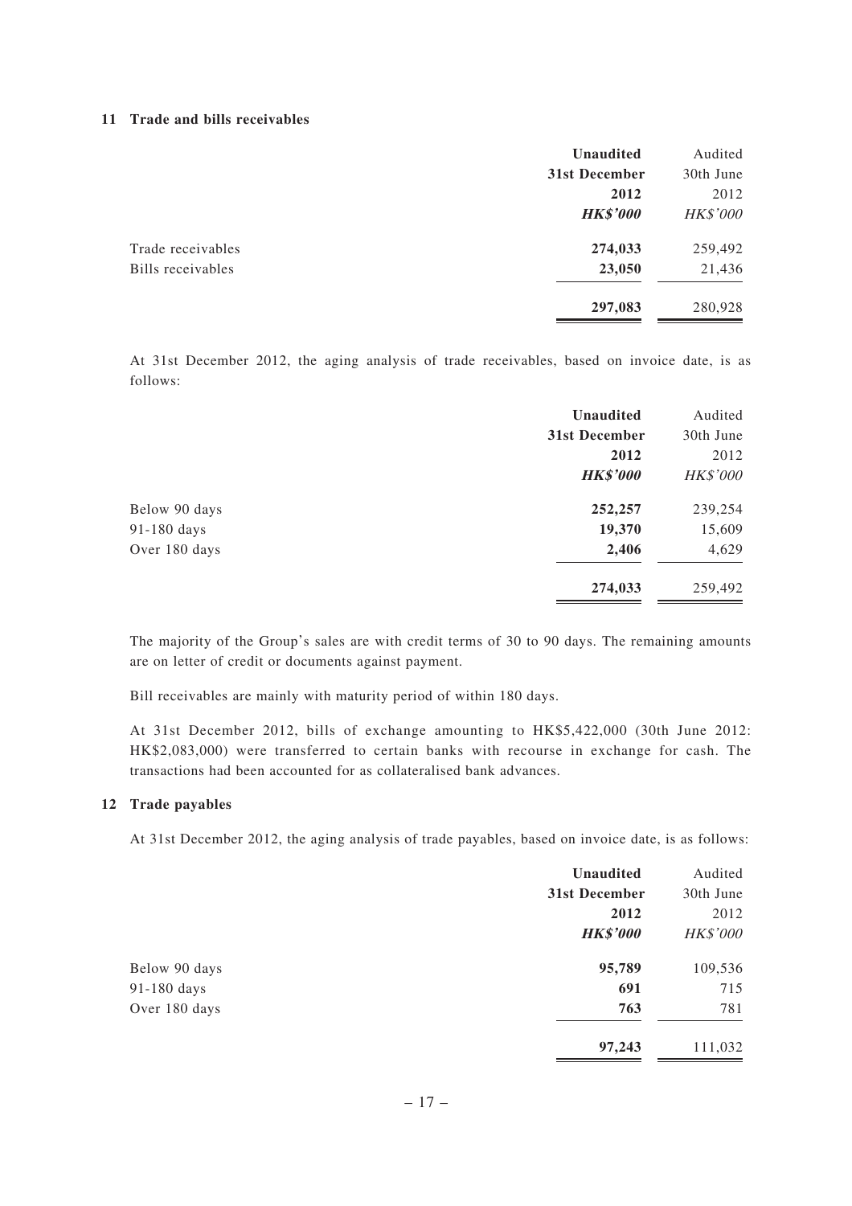## 11 Trade and bills receivables

| | **Unaudited 31st December 2012** | Audited 30th June 2012 |
|---|---|---|
| | ***HK$'000*** | *HK$'000* |
| Trade receivables | **274,033** | 259,492 |
| Bills receivables | **23,050** | 21,436 |
| | **297,083** | 280,928 |

At 31st December 2012, the aging analysis of trade receivables, based on invoice date, is as follows:

| | **Unaudited 31st December 2012** | Audited 30th June 2012 |
|---|---|---|
| | ***HK$'000*** | *HK$'000* |
| Below 90 days | **252,257** | 239,254 |
| 91-180 days | **19,370** | 15,609 |
| Over 180 days | **2,406** | 4,629 |
| | **274,033** | 259,492 |

The majority of the Group's sales are with credit terms of 30 to 90 days. The remaining amounts are on letter of credit or documents against payment.

Bill receivables are mainly with maturity period of within 180 days.

At 31st December 2012, bills of exchange amounting to HK$5,422,000 (30th June 2012: HK$2,083,000) were transferred to certain banks with recourse in exchange for cash. The transactions had been accounted for as collateralised bank advances.

## 12 Trade payables

At 31st December 2012, the aging analysis of trade payables, based on invoice date, is as follows:

| | **Unaudited 31st December 2012** | Audited 30th June 2012 |
|---|---|---|
| | ***HK$'000*** | *HK$'000* |
| Below 90 days | **95,789** | 109,536 |
| 91-180 days | **691** | 715 |
| Over 180 days | **763** | 781 |
| | **97,243** | 111,032 |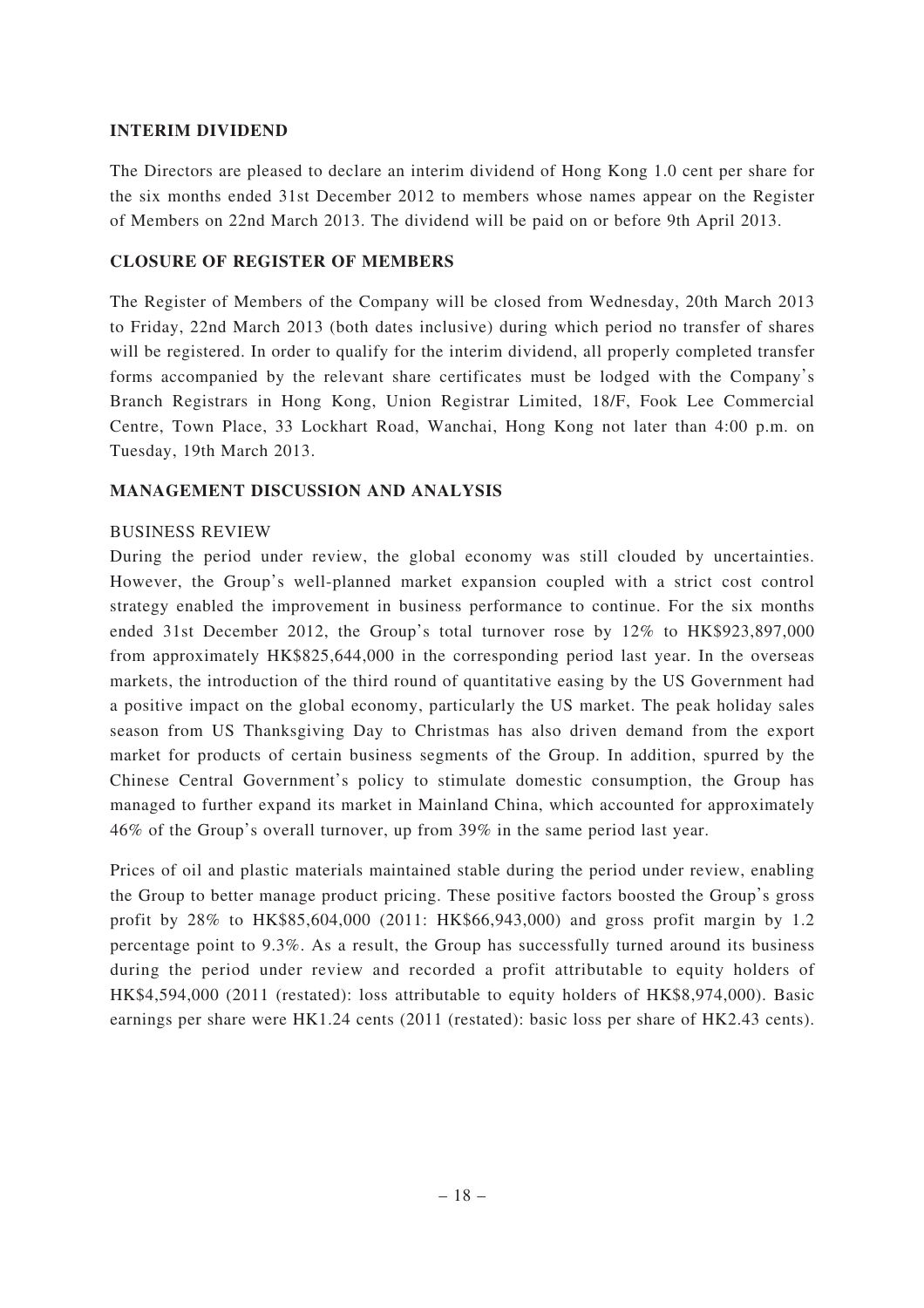## INTERIM DIVIDEND

The Directors are pleased to declare an interim dividend of Hong Kong 1.0 cent per share for the six months ended 31st December 2012 to members whose names appear on the Register of Members on 22nd March 2013. The dividend will be paid on or before 9th April 2013.

## CLOSURE OF REGISTER OF MEMBERS

The Register of Members of the Company will be closed from Wednesday, 20th March 2013 to Friday, 22nd March 2013 (both dates inclusive) during which period no transfer of shares will be registered. In order to qualify for the interim dividend, all properly completed transfer forms accompanied by the relevant share certificates must be lodged with the Company's Branch Registrars in Hong Kong, Union Registrar Limited, 18/F, Fook Lee Commercial Centre, Town Place, 33 Lockhart Road, Wanchai, Hong Kong not later than 4:00 p.m. on Tuesday, 19th March 2013.

## MANAGEMENT DISCUSSION AND ANALYSIS

### BUSINESS REVIEW

During the period under review, the global economy was still clouded by uncertainties. However, the Group's well-planned market expansion coupled with a strict cost control strategy enabled the improvement in business performance to continue. For the six months ended 31st December 2012, the Group's total turnover rose by 12% to HK$923,897,000 from approximately HK$825,644,000 in the corresponding period last year. In the overseas markets, the introduction of the third round of quantitative easing by the US Government had a positive impact on the global economy, particularly the US market. The peak holiday sales season from US Thanksgiving Day to Christmas has also driven demand from the export market for products of certain business segments of the Group. In addition, spurred by the Chinese Central Government's policy to stimulate domestic consumption, the Group has managed to further expand its market in Mainland China, which accounted for approximately 46% of the Group's overall turnover, up from 39% in the same period last year.

Prices of oil and plastic materials maintained stable during the period under review, enabling the Group to better manage product pricing. These positive factors boosted the Group's gross profit by 28% to HK$85,604,000 (2011: HK$66,943,000) and gross profit margin by 1.2 percentage point to 9.3%. As a result, the Group has successfully turned around its business during the period under review and recorded a profit attributable to equity holders of HK$4,594,000 (2011 (restated): loss attributable to equity holders of HK$8,974,000). Basic earnings per share were HK1.24 cents (2011 (restated): basic loss per share of HK2.43 cents).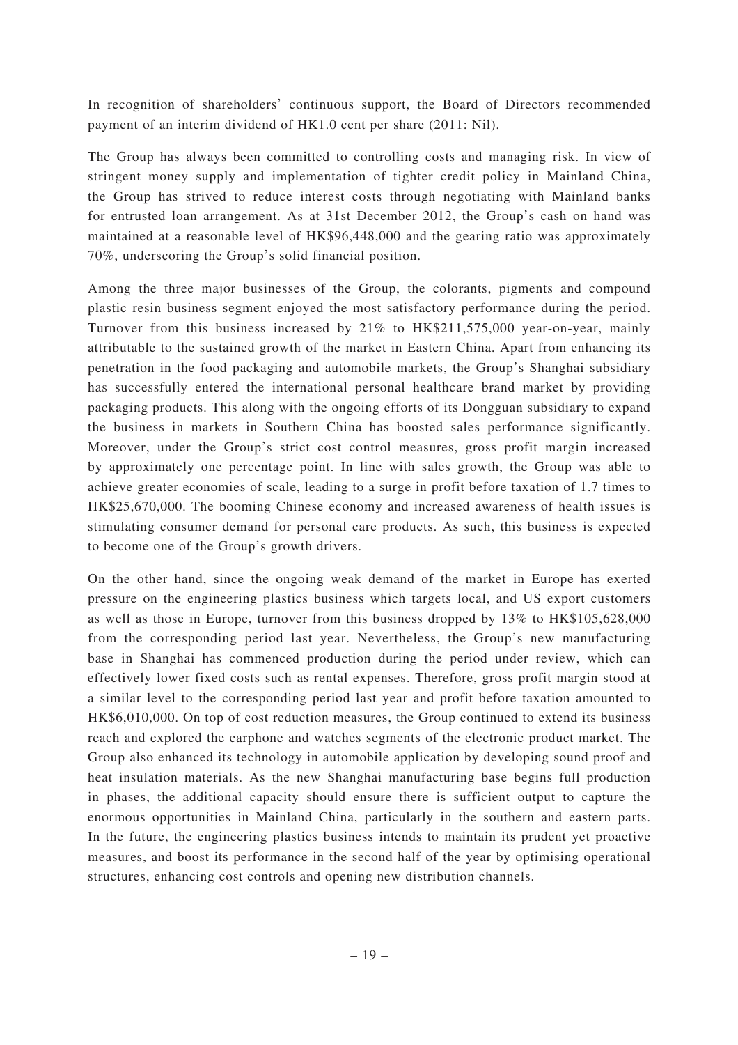In recognition of shareholders' continuous support, the Board of Directors recommended payment of an interim dividend of HK1.0 cent per share (2011: Nil).

The Group has always been committed to controlling costs and managing risk. In view of stringent money supply and implementation of tighter credit policy in Mainland China, the Group has strived to reduce interest costs through negotiating with Mainland banks for entrusted loan arrangement. As at 31st December 2012, the Group's cash on hand was maintained at a reasonable level of HK$96,448,000 and the gearing ratio was approximately 70%, underscoring the Group's solid financial position.

Among the three major businesses of the Group, the colorants, pigments and compound plastic resin business segment enjoyed the most satisfactory performance during the period. Turnover from this business increased by 21% to HK$211,575,000 year-on-year, mainly attributable to the sustained growth of the market in Eastern China. Apart from enhancing its penetration in the food packaging and automobile markets, the Group's Shanghai subsidiary has successfully entered the international personal healthcare brand market by providing packaging products. This along with the ongoing efforts of its Dongguan subsidiary to expand the business in markets in Southern China has boosted sales performance significantly. Moreover, under the Group's strict cost control measures, gross profit margin increased by approximately one percentage point. In line with sales growth, the Group was able to achieve greater economies of scale, leading to a surge in profit before taxation of 1.7 times to HK$25,670,000. The booming Chinese economy and increased awareness of health issues is stimulating consumer demand for personal care products. As such, this business is expected to become one of the Group's growth drivers.

On the other hand, since the ongoing weak demand of the market in Europe has exerted pressure on the engineering plastics business which targets local, and US export customers as well as those in Europe, turnover from this business dropped by 13% to HK$105,628,000 from the corresponding period last year. Nevertheless, the Group's new manufacturing base in Shanghai has commenced production during the period under review, which can effectively lower fixed costs such as rental expenses. Therefore, gross profit margin stood at a similar level to the corresponding period last year and profit before taxation amounted to HK$6,010,000. On top of cost reduction measures, the Group continued to extend its business reach and explored the earphone and watches segments of the electronic product market. The Group also enhanced its technology in automobile application by developing sound proof and heat insulation materials. As the new Shanghai manufacturing base begins full production in phases, the additional capacity should ensure there is sufficient output to capture the enormous opportunities in Mainland China, particularly in the southern and eastern parts. In the future, the engineering plastics business intends to maintain its prudent yet proactive measures, and boost its performance in the second half of the year by optimising operational structures, enhancing cost controls and opening new distribution channels.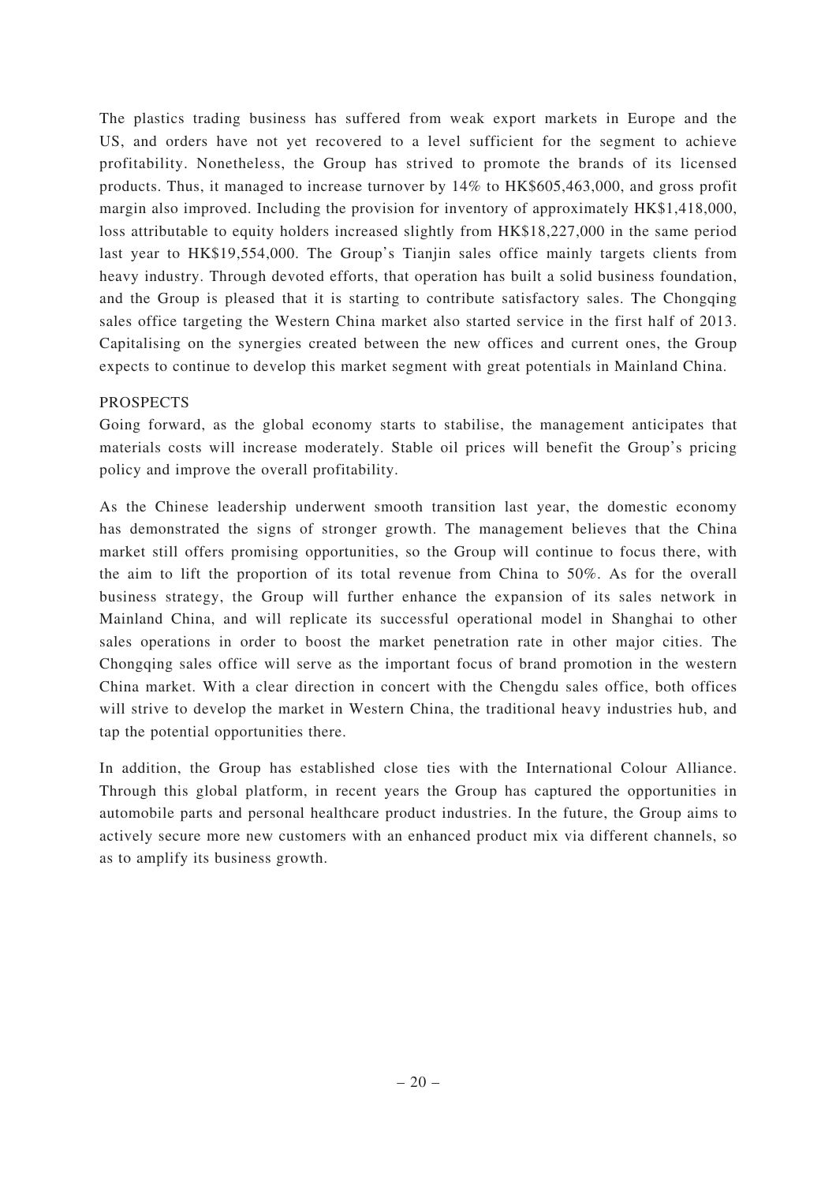The plastics trading business has suffered from weak export markets in Europe and the US, and orders have not yet recovered to a level sufficient for the segment to achieve profitability. Nonetheless, the Group has strived to promote the brands of its licensed products. Thus, it managed to increase turnover by 14% to HK$605,463,000, and gross profit margin also improved. Including the provision for inventory of approximately HK$1,418,000, loss attributable to equity holders increased slightly from HK$18,227,000 in the same period last year to HK$19,554,000. The Group's Tianjin sales office mainly targets clients from heavy industry. Through devoted efforts, that operation has built a solid business foundation, and the Group is pleased that it is starting to contribute satisfactory sales. The Chongqing sales office targeting the Western China market also started service in the first half of 2013. Capitalising on the synergies created between the new offices and current ones, the Group expects to continue to develop this market segment with great potentials in Mainland China.

## PROSPECTS

Going forward, as the global economy starts to stabilise, the management anticipates that materials costs will increase moderately. Stable oil prices will benefit the Group's pricing policy and improve the overall profitability.

As the Chinese leadership underwent smooth transition last year, the domestic economy has demonstrated the signs of stronger growth. The management believes that the China market still offers promising opportunities, so the Group will continue to focus there, with the aim to lift the proportion of its total revenue from China to 50%. As for the overall business strategy, the Group will further enhance the expansion of its sales network in Mainland China, and will replicate its successful operational model in Shanghai to other sales operations in order to boost the market penetration rate in other major cities. The Chongqing sales office will serve as the important focus of brand promotion in the western China market. With a clear direction in concert with the Chengdu sales office, both offices will strive to develop the market in Western China, the traditional heavy industries hub, and tap the potential opportunities there.

In addition, the Group has established close ties with the International Colour Alliance. Through this global platform, in recent years the Group has captured the opportunities in automobile parts and personal healthcare product industries. In the future, the Group aims to actively secure more new customers with an enhanced product mix via different channels, so as to amplify its business growth.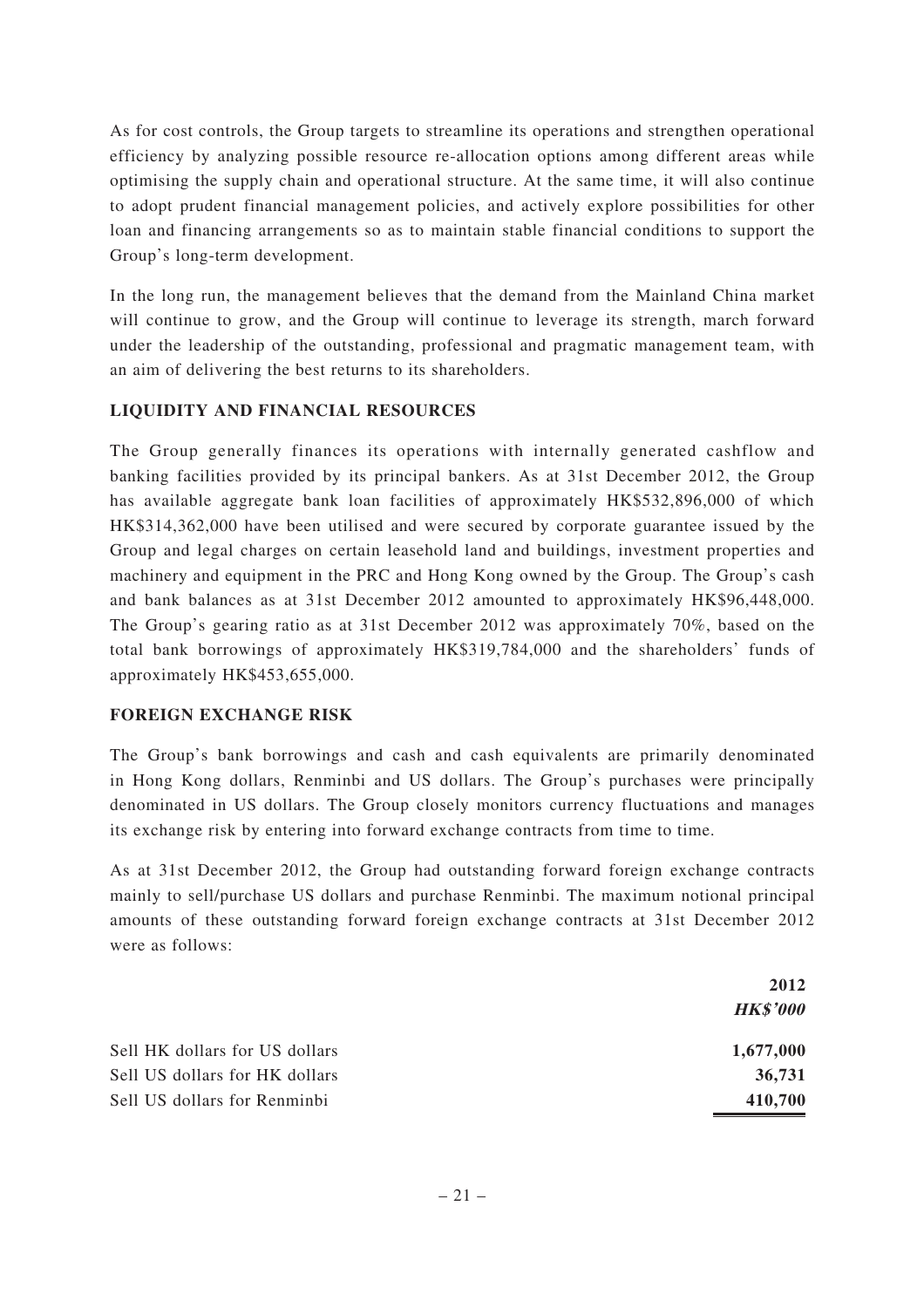As for cost controls, the Group targets to streamline its operations and strengthen operational efficiency by analyzing possible resource re-allocation options among different areas while optimising the supply chain and operational structure. At the same time, it will also continue to adopt prudent financial management policies, and actively explore possibilities for other loan and financing arrangements so as to maintain stable financial conditions to support the Group's long-term development.

In the long run, the management believes that the demand from the Mainland China market will continue to grow, and the Group will continue to leverage its strength, march forward under the leadership of the outstanding, professional and pragmatic management team, with an aim of delivering the best returns to its shareholders.

**LIQUIDITY AND FINANCIAL RESOURCES**

The Group generally finances its operations with internally generated cashflow and banking facilities provided by its principal bankers. As at 31st December 2012, the Group has available aggregate bank loan facilities of approximately HK$532,896,000 of which HK$314,362,000 have been utilised and were secured by corporate guarantee issued by the Group and legal charges on certain leasehold land and buildings, investment properties and machinery and equipment in the PRC and Hong Kong owned by the Group. The Group's cash and bank balances as at 31st December 2012 amounted to approximately HK$96,448,000. The Group's gearing ratio as at 31st December 2012 was approximately 70%, based on the total bank borrowings of approximately HK$319,784,000 and the shareholders' funds of approximately HK$453,655,000.

**FOREIGN EXCHANGE RISK**

The Group's bank borrowings and cash and cash equivalents are primarily denominated in Hong Kong dollars, Renminbi and US dollars. The Group's purchases were principally denominated in US dollars. The Group closely monitors currency fluctuations and manages its exchange risk by entering into forward exchange contracts from time to time.

As at 31st December 2012, the Group had outstanding forward foreign exchange contracts mainly to sell/purchase US dollars and purchase Renminbi. The maximum notional principal amounts of these outstanding forward foreign exchange contracts at 31st December 2012 were as follows:

| | **2012** |
|---|---|
| | ***HK$'000*** |
| Sell HK dollars for US dollars | **1,677,000** |
| Sell US dollars for HK dollars | **36,731** |
| Sell US dollars for Renminbi | **410,700** |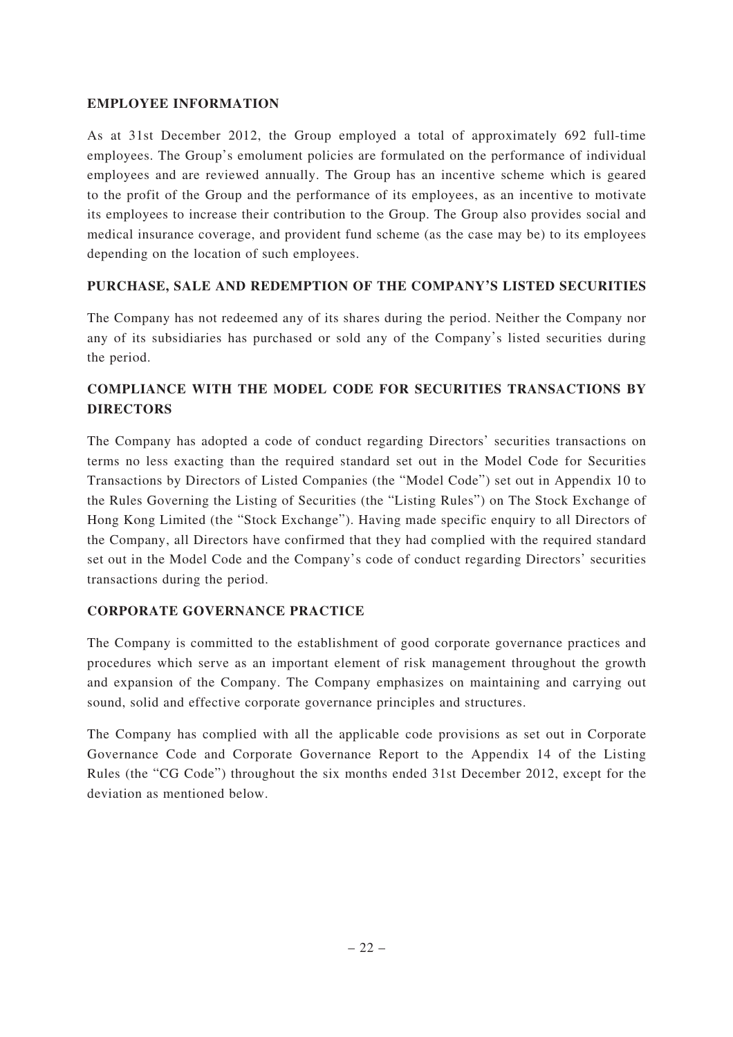## EMPLOYEE INFORMATION

As at 31st December 2012, the Group employed a total of approximately 692 full-time employees. The Group's emolument policies are formulated on the performance of individual employees and are reviewed annually. The Group has an incentive scheme which is geared to the profit of the Group and the performance of its employees, as an incentive to motivate its employees to increase their contribution to the Group. The Group also provides social and medical insurance coverage, and provident fund scheme (as the case may be) to its employees depending on the location of such employees.

## PURCHASE, SALE AND REDEMPTION OF THE COMPANY'S LISTED SECURITIES

The Company has not redeemed any of its shares during the period. Neither the Company nor any of its subsidiaries has purchased or sold any of the Company's listed securities during the period.

## COMPLIANCE WITH THE MODEL CODE FOR SECURITIES TRANSACTIONS BY DIRECTORS

The Company has adopted a code of conduct regarding Directors' securities transactions on terms no less exacting than the required standard set out in the Model Code for Securities Transactions by Directors of Listed Companies (the "Model Code") set out in Appendix 10 to the Rules Governing the Listing of Securities (the "Listing Rules") on The Stock Exchange of Hong Kong Limited (the "Stock Exchange"). Having made specific enquiry to all Directors of the Company, all Directors have confirmed that they had complied with the required standard set out in the Model Code and the Company's code of conduct regarding Directors' securities transactions during the period.

## CORPORATE GOVERNANCE PRACTICE

The Company is committed to the establishment of good corporate governance practices and procedures which serve as an important element of risk management throughout the growth and expansion of the Company. The Company emphasizes on maintaining and carrying out sound, solid and effective corporate governance principles and structures.

The Company has complied with all the applicable code provisions as set out in Corporate Governance Code and Corporate Governance Report to the Appendix 14 of the Listing Rules (the "CG Code") throughout the six months ended 31st December 2012, except for the deviation as mentioned below.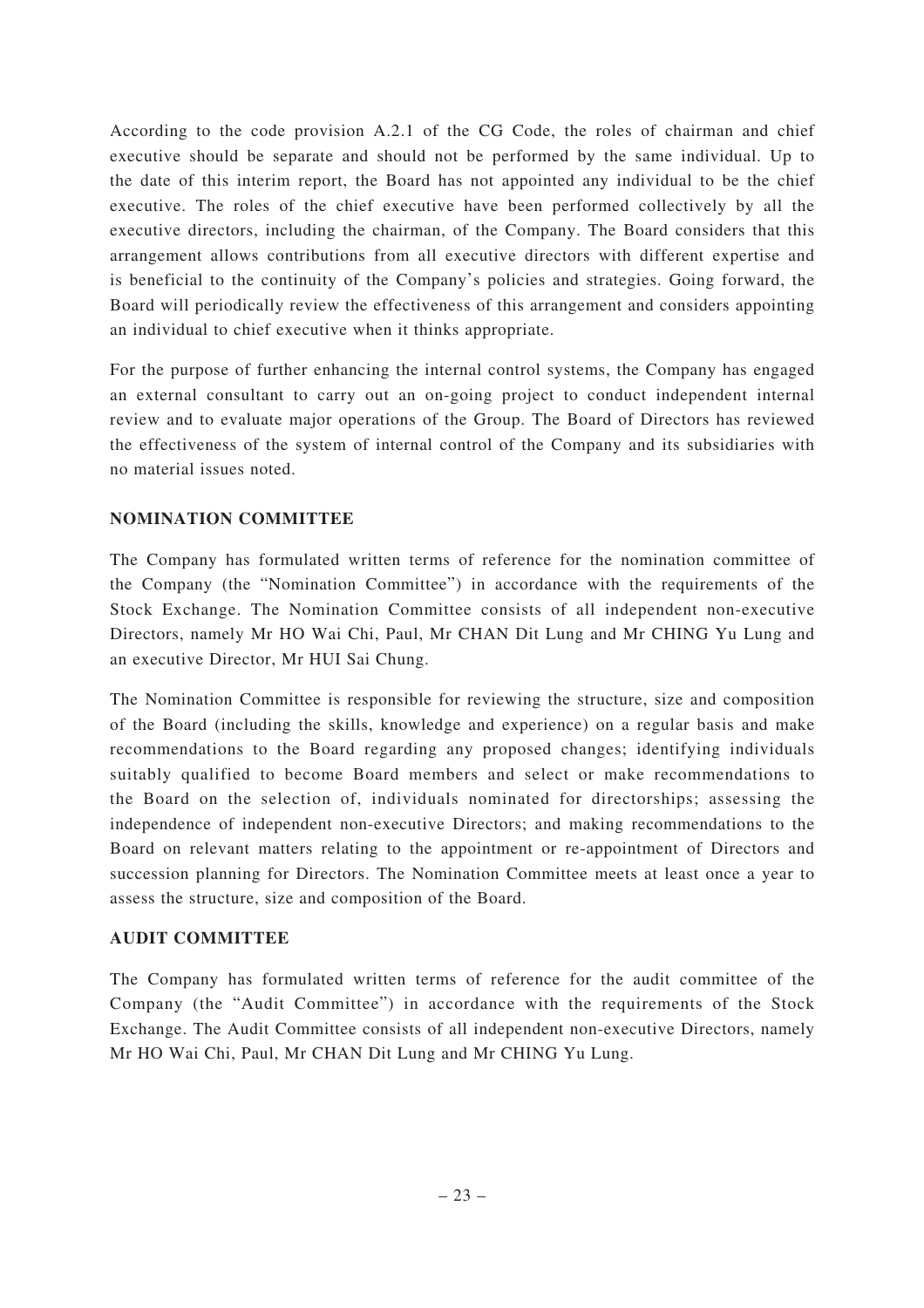According to the code provision A.2.1 of the CG Code, the roles of chairman and chief executive should be separate and should not be performed by the same individual. Up to the date of this interim report, the Board has not appointed any individual to be the chief executive. The roles of the chief executive have been performed collectively by all the executive directors, including the chairman, of the Company. The Board considers that this arrangement allows contributions from all executive directors with different expertise and is beneficial to the continuity of the Company's policies and strategies. Going forward, the Board will periodically review the effectiveness of this arrangement and considers appointing an individual to chief executive when it thinks appropriate.

For the purpose of further enhancing the internal control systems, the Company has engaged an external consultant to carry out an on-going project to conduct independent internal review and to evaluate major operations of the Group. The Board of Directors has reviewed the effectiveness of the system of internal control of the Company and its subsidiaries with no material issues noted.

## NOMINATION COMMITTEE

The Company has formulated written terms of reference for the nomination committee of the Company (the "Nomination Committee") in accordance with the requirements of the Stock Exchange. The Nomination Committee consists of all independent non-executive Directors, namely Mr HO Wai Chi, Paul, Mr CHAN Dit Lung and Mr CHING Yu Lung and an executive Director, Mr HUI Sai Chung.

The Nomination Committee is responsible for reviewing the structure, size and composition of the Board (including the skills, knowledge and experience) on a regular basis and make recommendations to the Board regarding any proposed changes; identifying individuals suitably qualified to become Board members and select or make recommendations to the Board on the selection of, individuals nominated for directorships; assessing the independence of independent non-executive Directors; and making recommendations to the Board on relevant matters relating to the appointment or re-appointment of Directors and succession planning for Directors. The Nomination Committee meets at least once a year to assess the structure, size and composition of the Board.

## AUDIT COMMITTEE

The Company has formulated written terms of reference for the audit committee of the Company (the "Audit Committee") in accordance with the requirements of the Stock Exchange. The Audit Committee consists of all independent non-executive Directors, namely Mr HO Wai Chi, Paul, Mr CHAN Dit Lung and Mr CHING Yu Lung.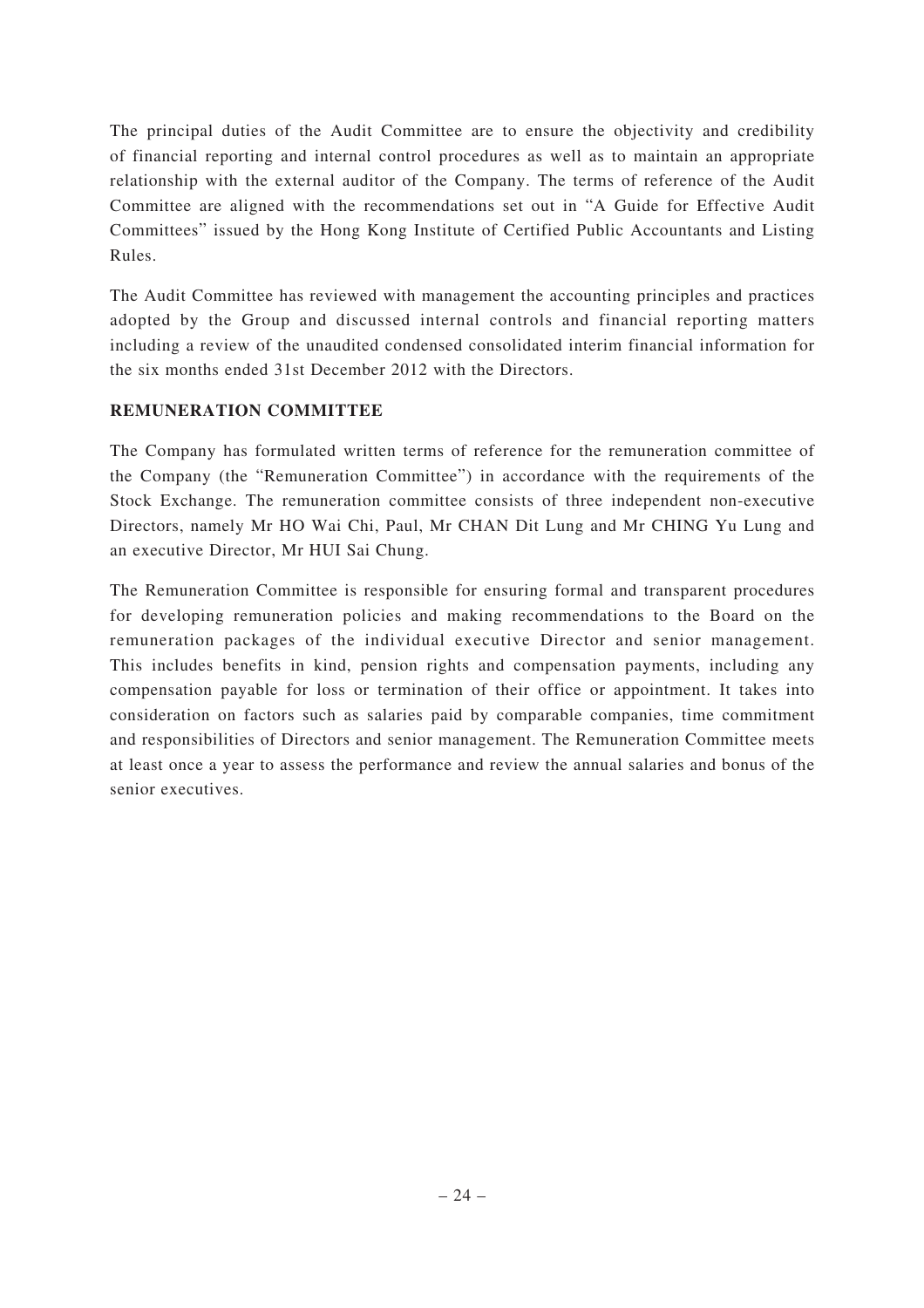The principal duties of the Audit Committee are to ensure the objectivity and credibility of financial reporting and internal control procedures as well as to maintain an appropriate relationship with the external auditor of the Company. The terms of reference of the Audit Committee are aligned with the recommendations set out in "A Guide for Effective Audit Committees" issued by the Hong Kong Institute of Certified Public Accountants and Listing Rules.

The Audit Committee has reviewed with management the accounting principles and practices adopted by the Group and discussed internal controls and financial reporting matters including a review of the unaudited condensed consolidated interim financial information for the six months ended 31st December 2012 with the Directors.

## REMUNERATION COMMITTEE

The Company has formulated written terms of reference for the remuneration committee of the Company (the "Remuneration Committee") in accordance with the requirements of the Stock Exchange. The remuneration committee consists of three independent non-executive Directors, namely Mr HO Wai Chi, Paul, Mr CHAN Dit Lung and Mr CHING Yu Lung and an executive Director, Mr HUI Sai Chung.

The Remuneration Committee is responsible for ensuring formal and transparent procedures for developing remuneration policies and making recommendations to the Board on the remuneration packages of the individual executive Director and senior management. This includes benefits in kind, pension rights and compensation payments, including any compensation payable for loss or termination of their office or appointment. It takes into consideration on factors such as salaries paid by comparable companies, time commitment and responsibilities of Directors and senior management. The Remuneration Committee meets at least once a year to assess the performance and review the annual salaries and bonus of the senior executives.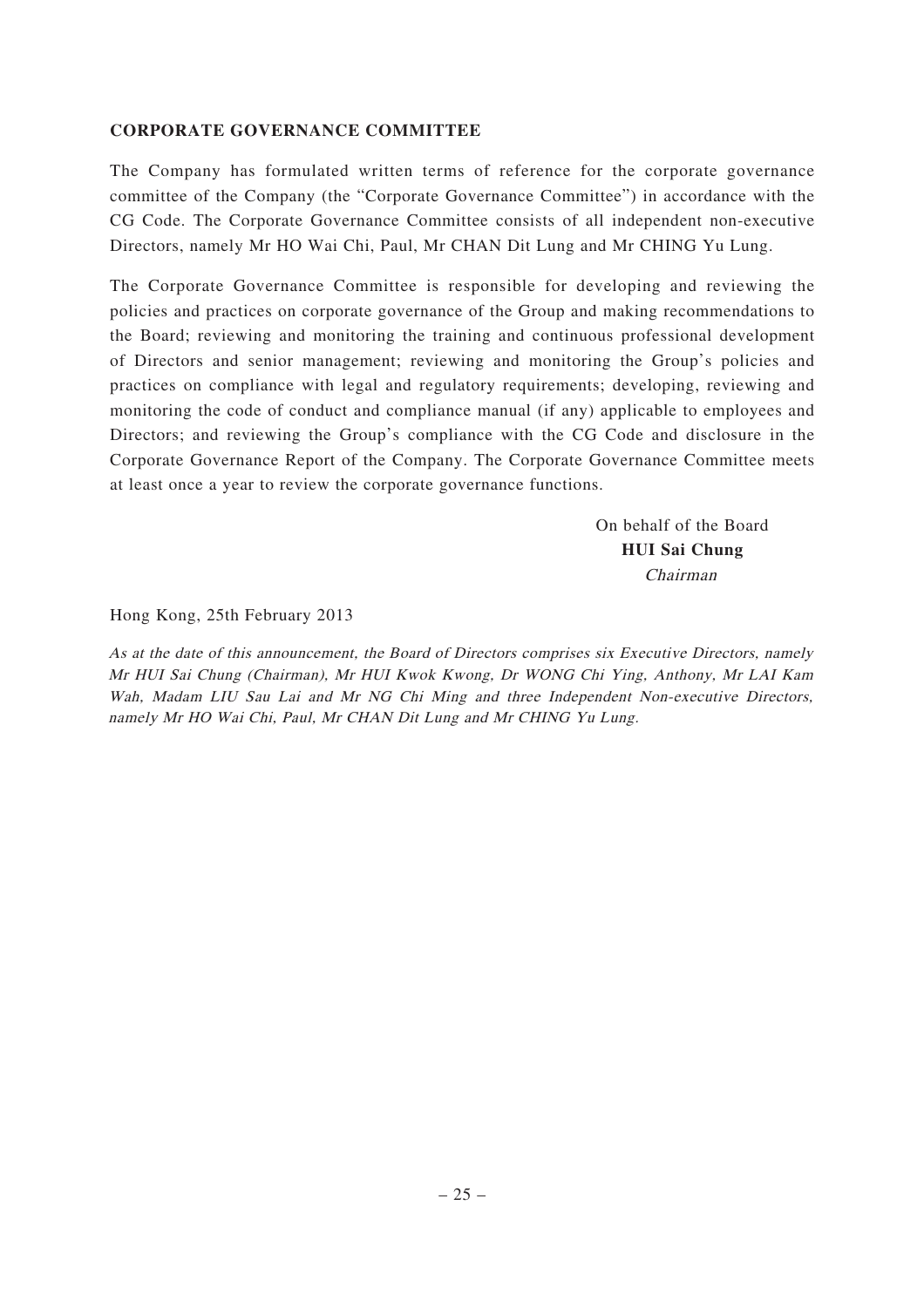## CORPORATE GOVERNANCE COMMITTEE

The Company has formulated written terms of reference for the corporate governance committee of the Company (the "Corporate Governance Committee") in accordance with the CG Code. The Corporate Governance Committee consists of all independent non-executive Directors, namely Mr HO Wai Chi, Paul, Mr CHAN Dit Lung and Mr CHING Yu Lung.

The Corporate Governance Committee is responsible for developing and reviewing the policies and practices on corporate governance of the Group and making recommendations to the Board; reviewing and monitoring the training and continuous professional development of Directors and senior management; reviewing and monitoring the Group's policies and practices on compliance with legal and regulatory requirements; developing, reviewing and monitoring the code of conduct and compliance manual (if any) applicable to employees and Directors; and reviewing the Group's compliance with the CG Code and disclosure in the Corporate Governance Report of the Company. The Corporate Governance Committee meets at least once a year to review the corporate governance functions.

On behalf of the Board
**HUI Sai Chung**
*Chairman*

Hong Kong, 25th February 2013

*As at the date of this announcement, the Board of Directors comprises six Executive Directors, namely Mr HUI Sai Chung (Chairman), Mr HUI Kwok Kwong, Dr WONG Chi Ying, Anthony, Mr LAI Kam Wah, Madam LIU Sau Lai and Mr NG Chi Ming and three Independent Non-executive Directors, namely Mr HO Wai Chi, Paul, Mr CHAN Dit Lung and Mr CHING Yu Lung.*